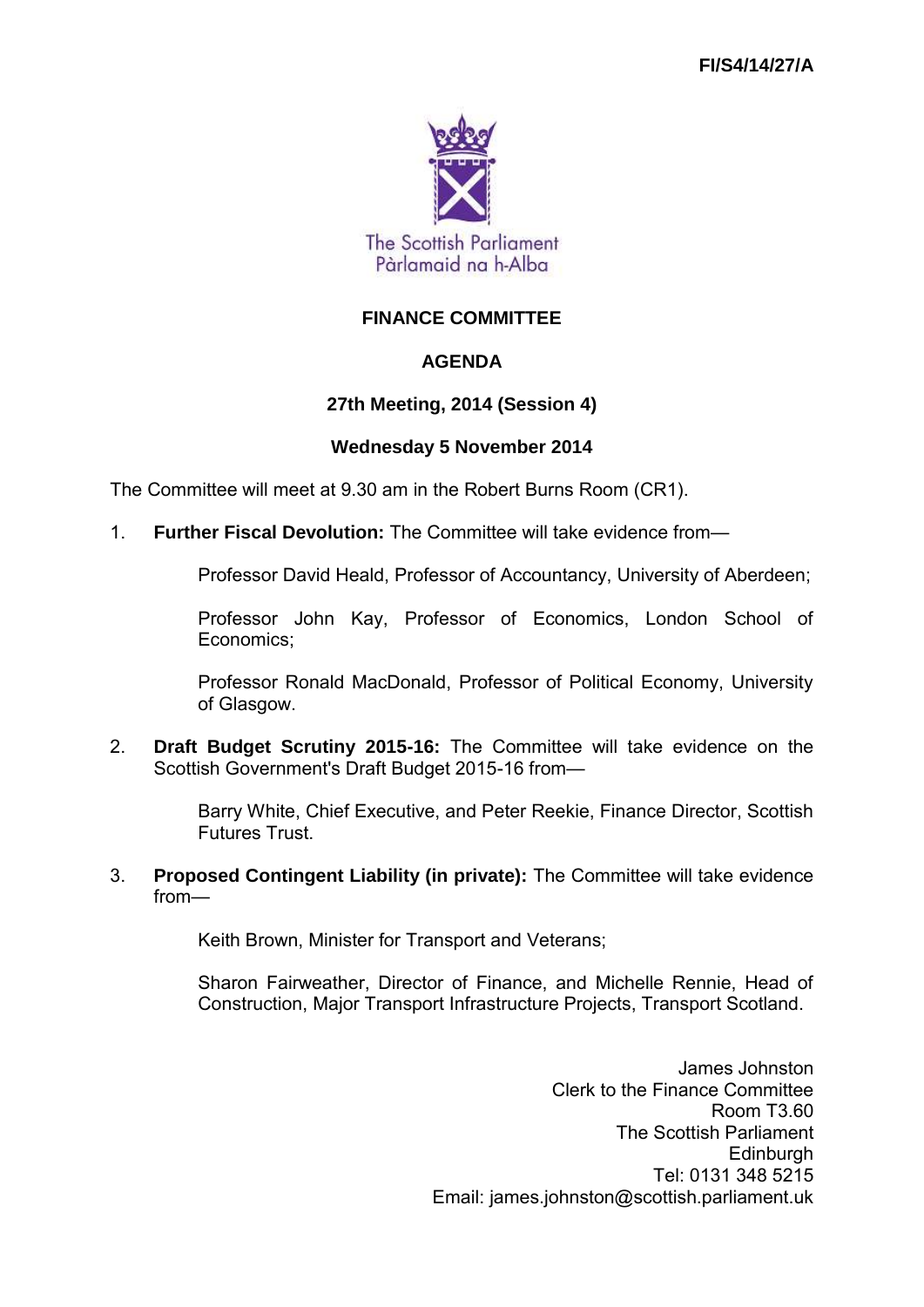FI/S4/14/27/A

The Scottish Parliament
Pàrlamaid na h-Alba

# FINANCE COMMITTEE

## AGENDA

### 27th Meeting, 2014 (Session 4)

### Wednesday 5 November 2014

The Committee will meet at 9.30 am in the Robert Burns Room (CR1).

1. **Further Fiscal Devolution:** The Committee will take evidence from—

   Professor David Heald, Professor of Accountancy, University of Aberdeen;

   Professor John Kay, Professor of Economics, London School of Economics;

   Professor Ronald MacDonald, Professor of Political Economy, University of Glasgow.

2. **Draft Budget Scrutiny 2015-16:** The Committee will take evidence on the Scottish Government's Draft Budget 2015-16 from—

   Barry White, Chief Executive, and Peter Reekie, Finance Director, Scottish Futures Trust.

3. **Proposed Contingent Liability (in private):** The Committee will take evidence from—

   Keith Brown, Minister for Transport and Veterans;

   Sharon Fairweather, Director of Finance, and Michelle Rennie, Head of Construction, Major Transport Infrastructure Projects, Transport Scotland.

James Johnston
Clerk to the Finance Committee
Room T3.60
The Scottish Parliament
Edinburgh
Tel: 0131 348 5215
Email: james.johnston@scottish.parliament.uk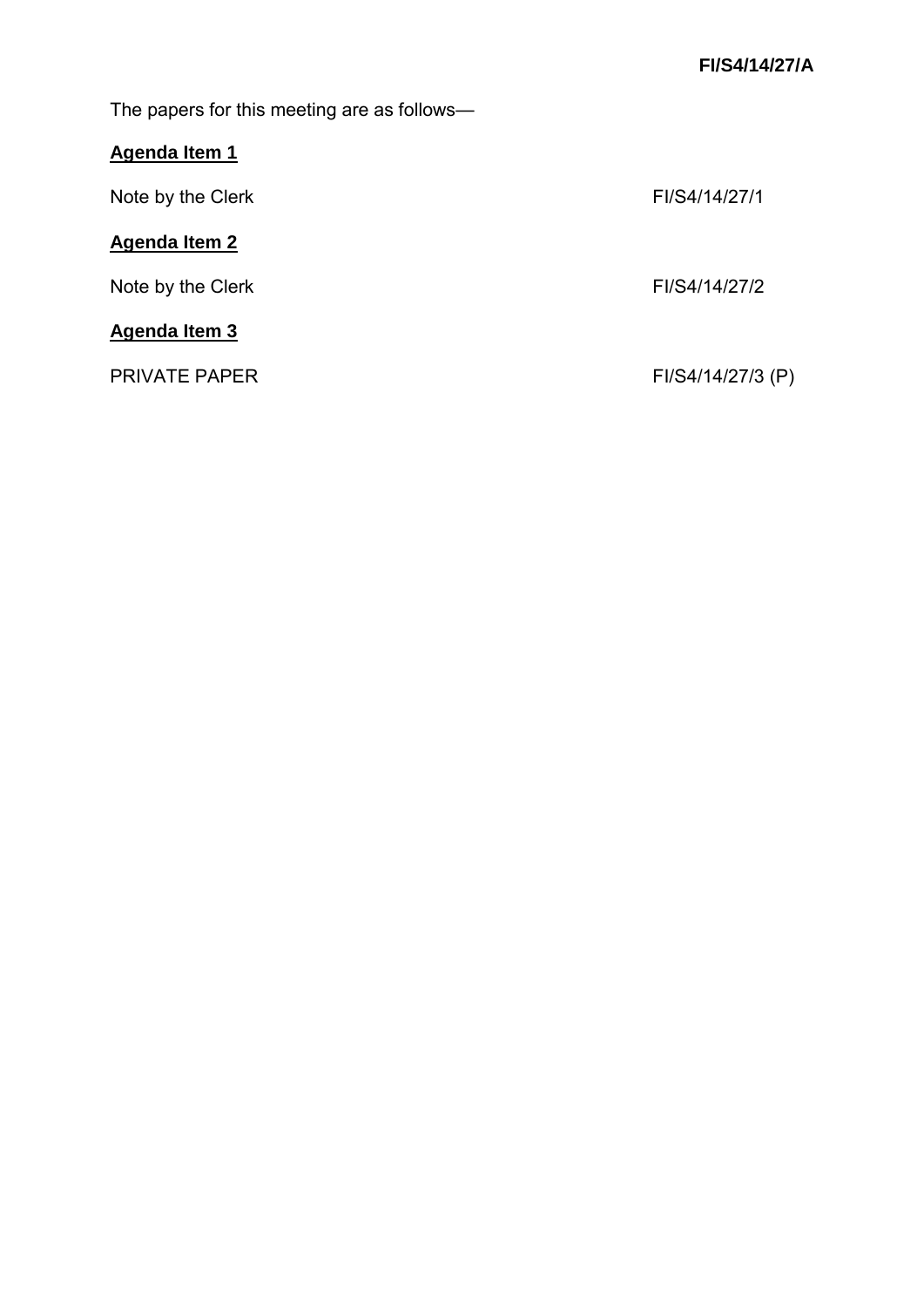**FI/S4/14/27/A**

The papers for this meeting are as follows—

**Agenda Item 1**

Note by the Clerk FI/S4/14/27/1

**Agenda Item 2**

Note by the Clerk FI/S4/14/27/2

**Agenda Item 3**

PRIVATE PAPER FI/S4/14/27/3 (P)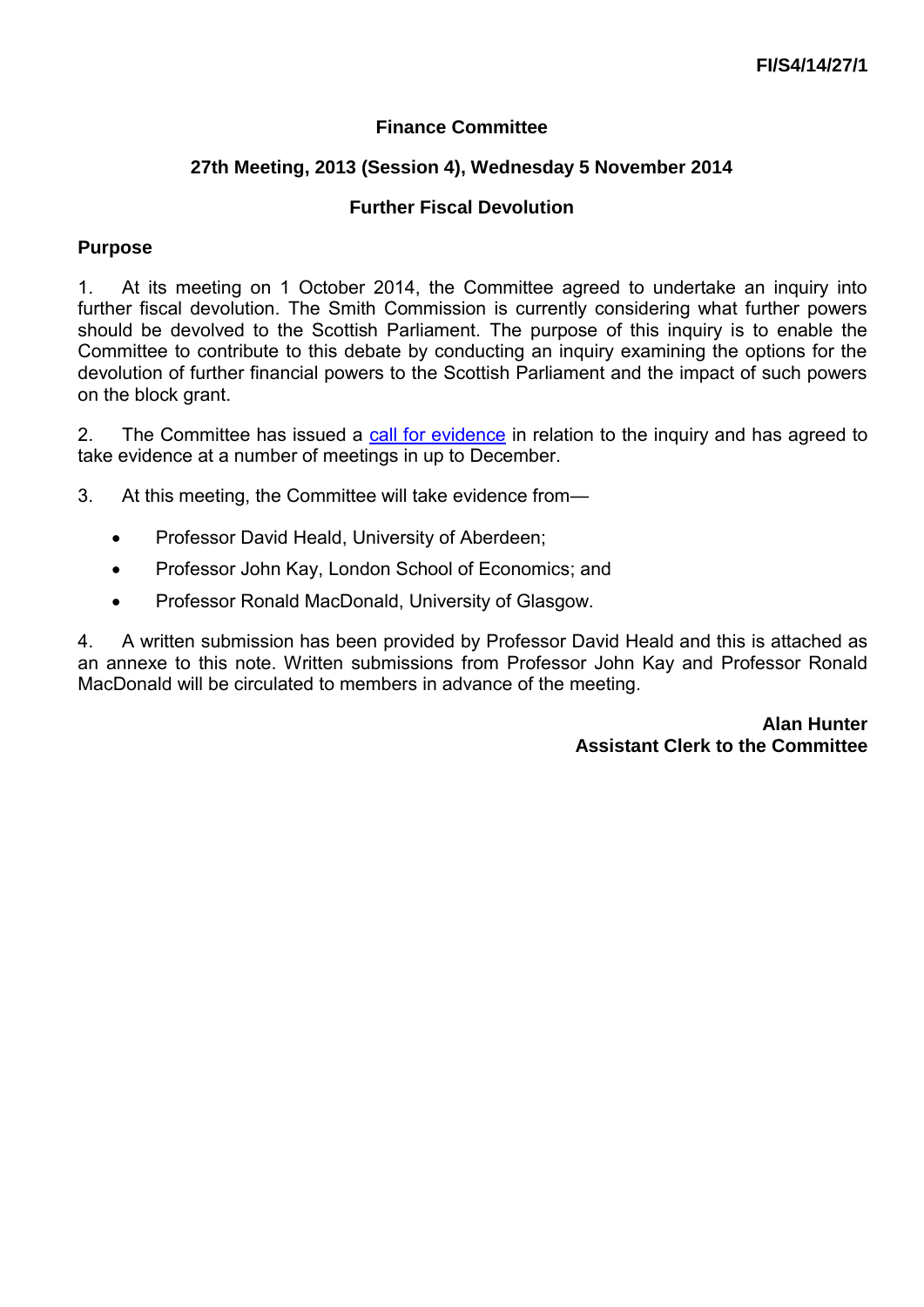**FI/S4/14/27/1**

**Finance Committee**

**27th Meeting, 2013 (Session 4), Wednesday 5 November 2014**

**Further Fiscal Devolution**

**Purpose**

1. At its meeting on 1 October 2014, the Committee agreed to undertake an inquiry into further fiscal devolution. The Smith Commission is currently considering what further powers should be devolved to the Scottish Parliament. The purpose of this inquiry is to enable the Committee to contribute to this debate by conducting an inquiry examining the options for the devolution of further financial powers to the Scottish Parliament and the impact of such powers on the block grant.

2. The Committee has issued a call for evidence in relation to the inquiry and has agreed to take evidence at a number of meetings in up to December.

3. At this meeting, the Committee will take evidence from—

- Professor David Heald, University of Aberdeen;
- Professor John Kay, London School of Economics; and
- Professor Ronald MacDonald, University of Glasgow.

4. A written submission has been provided by Professor David Heald and this is attached as an annexe to this note. Written submissions from Professor John Kay and Professor Ronald MacDonald will be circulated to members in advance of the meeting.

**Alan Hunter**
**Assistant Clerk to the Committee**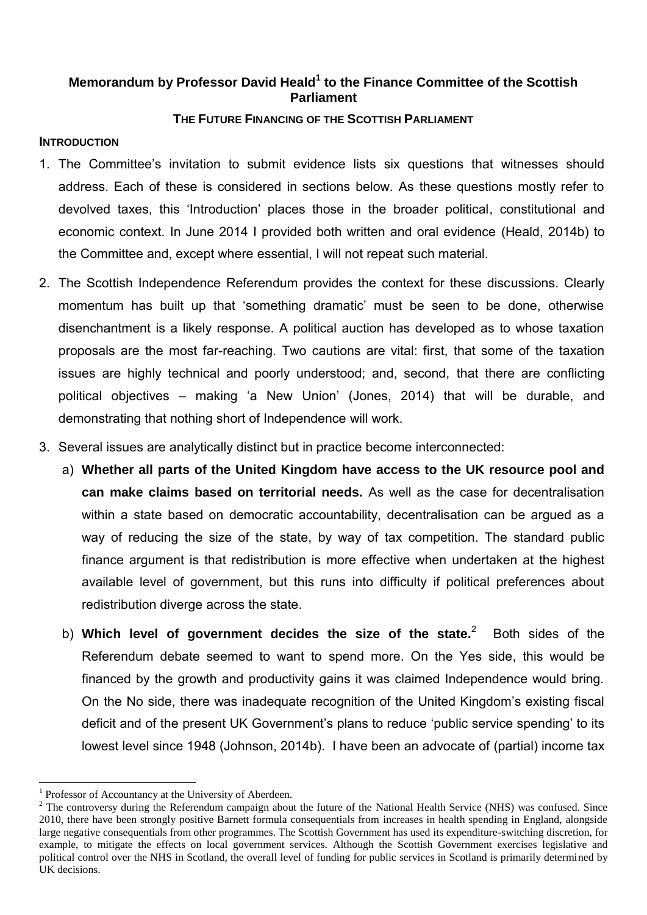## Memorandum by Professor David Heald[1] to the Finance Committee of the Scottish Parliament

### THE FUTURE FINANCING OF THE SCOTTISH PARLIAMENT

**INTRODUCTION**

1. The Committee's invitation to submit evidence lists six questions that witnesses should address. Each of these is considered in sections below. As these questions mostly refer to devolved taxes, this 'Introduction' places those in the broader political, constitutional and economic context. In June 2014 I provided both written and oral evidence (Heald, 2014b) to the Committee and, except where essential, I will not repeat such material.

2. The Scottish Independence Referendum provides the context for these discussions. Clearly momentum has built up that 'something dramatic' must be seen to be done, otherwise disenchantment is a likely response. A political auction has developed as to whose taxation proposals are the most far-reaching. Two cautions are vital: first, that some of the taxation issues are highly technical and poorly understood; and, second, that there are conflicting political objectives – making 'a New Union' (Jones, 2014) that will be durable, and demonstrating that nothing short of Independence will work.

3. Several issues are analytically distinct but in practice become interconnected:

   a) **Whether all parts of the United Kingdom have access to the UK resource pool and can make claims based on territorial needs.** As well as the case for decentralisation within a state based on democratic accountability, decentralisation can be argued as a way of reducing the size of the state, by way of tax competition. The standard public finance argument is that redistribution is more effective when undertaken at the highest available level of government, but this runs into difficulty if political preferences about redistribution diverge across the state.

   b) **Which level of government decides the size of the state.**[2] Both sides of the Referendum debate seemed to want to spend more. On the Yes side, this would be financed by the growth and productivity gains it was claimed Independence would bring. On the No side, there was inadequate recognition of the United Kingdom's existing fiscal deficit and of the present UK Government's plans to reduce 'public service spending' to its lowest level since 1948 (Johnson, 2014b). I have been an advocate of (partial) income tax

---

[1] Professor of Accountancy at the University of Aberdeen.

[2] The controversy during the Referendum campaign about the future of the National Health Service (NHS) was confused. Since 2010, there have been strongly positive Barnett formula consequentials from increases in health spending in England, alongside large negative consequentials from other programmes. The Scottish Government has used its expenditure-switching discretion, for example, to mitigate the effects on local government services. Although the Scottish Government exercises legislative and political control over the NHS in Scotland, the overall level of funding for public services in Scotland is primarily determined by UK decisions.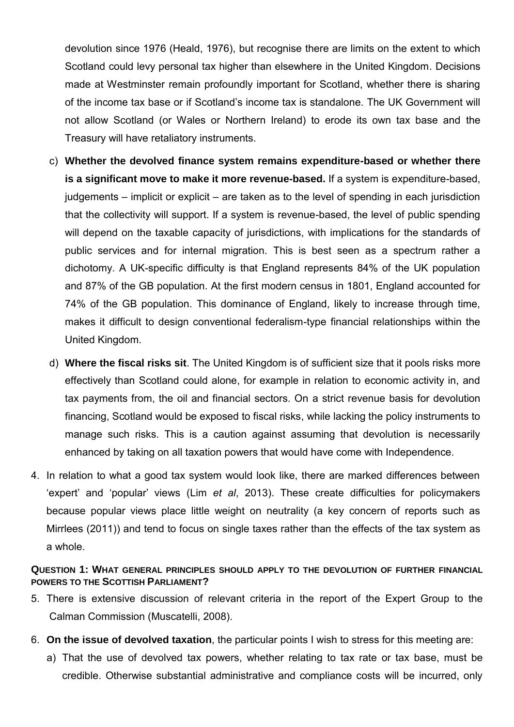devolution since 1976 (Heald, 1976), but recognise there are limits on the extent to which Scotland could levy personal tax higher than elsewhere in the United Kingdom. Decisions made at Westminster remain profoundly important for Scotland, whether there is sharing of the income tax base or if Scotland's income tax is standalone. The UK Government will not allow Scotland (or Wales or Northern Ireland) to erode its own tax base and the Treasury will have retaliatory instruments.

c) **Whether the devolved finance system remains expenditure-based or whether there is a significant move to make it more revenue-based.** If a system is expenditure-based, judgements – implicit or explicit – are taken as to the level of spending in each jurisdiction that the collectivity will support. If a system is revenue-based, the level of public spending will depend on the taxable capacity of jurisdictions, with implications for the standards of public services and for internal migration. This is best seen as a spectrum rather a dichotomy. A UK-specific difficulty is that England represents 84% of the UK population and 87% of the GB population. At the first modern census in 1801, England accounted for 74% of the GB population. This dominance of England, likely to increase through time, makes it difficult to design conventional federalism-type financial relationships within the United Kingdom.

d) **Where the fiscal risks sit**. The United Kingdom is of sufficient size that it pools risks more effectively than Scotland could alone, for example in relation to economic activity in, and tax payments from, the oil and financial sectors. On a strict revenue basis for devolution financing, Scotland would be exposed to fiscal risks, while lacking the policy instruments to manage such risks. This is a caution against assuming that devolution is necessarily enhanced by taking on all taxation powers that would have come with Independence.

4. In relation to what a good tax system would look like, there are marked differences between 'expert' and 'popular' views (Lim *et al*, 2013). These create difficulties for policymakers because popular views place little weight on neutrality (a key concern of reports such as Mirrlees (2011)) and tend to focus on single taxes rather than the effects of the tax system as a whole.

### QUESTION 1: WHAT GENERAL PRINCIPLES SHOULD APPLY TO THE DEVOLUTION OF FURTHER FINANCIAL POWERS TO THE SCOTTISH PARLIAMENT?

5. There is extensive discussion of relevant criteria in the report of the Expert Group to the Calman Commission (Muscatelli, 2008).

6. **On the issue of devolved taxation**, the particular points I wish to stress for this meeting are:

   a) That the use of devolved tax powers, whether relating to tax rate or tax base, must be credible. Otherwise substantial administrative and compliance costs will be incurred, only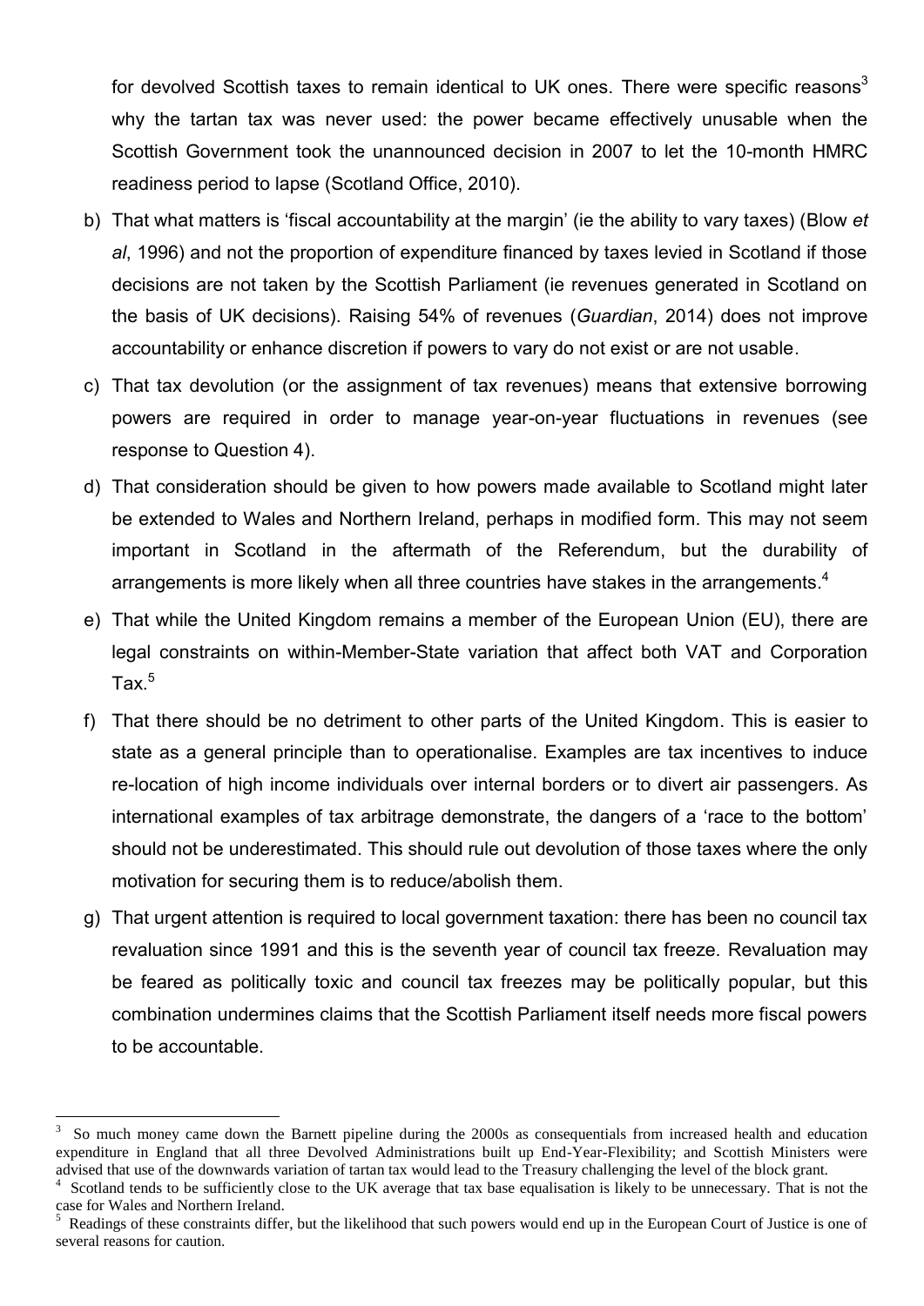for devolved Scottish taxes to remain identical to UK ones. There were specific reasons[3] why the tartan tax was never used: the power became effectively unusable when the Scottish Government took the unannounced decision in 2007 to let the 10-month HMRC readiness period to lapse (Scotland Office, 2010).

b) That what matters is 'fiscal accountability at the margin' (ie the ability to vary taxes) (Blow *et al*, 1996) and not the proportion of expenditure financed by taxes levied in Scotland if those decisions are not taken by the Scottish Parliament (ie revenues generated in Scotland on the basis of UK decisions). Raising 54% of revenues (*Guardian*, 2014) does not improve accountability or enhance discretion if powers to vary do not exist or are not usable.

c) That tax devolution (or the assignment of tax revenues) means that extensive borrowing powers are required in order to manage year-on-year fluctuations in revenues (see response to Question 4).

d) That consideration should be given to how powers made available to Scotland might later be extended to Wales and Northern Ireland, perhaps in modified form. This may not seem important in Scotland in the aftermath of the Referendum, but the durability of arrangements is more likely when all three countries have stakes in the arrangements.[4]

e) That while the United Kingdom remains a member of the European Union (EU), there are legal constraints on within-Member-State variation that affect both VAT and Corporation Tax.[5]

f) That there should be no detriment to other parts of the United Kingdom. This is easier to state as a general principle than to operationalise. Examples are tax incentives to induce re-location of high income individuals over internal borders or to divert air passengers. As international examples of tax arbitrage demonstrate, the dangers of a 'race to the bottom' should not be underestimated. This should rule out devolution of those taxes where the only motivation for securing them is to reduce/abolish them.

g) That urgent attention is required to local government taxation: there has been no council tax revaluation since 1991 and this is the seventh year of council tax freeze. Revaluation may be feared as politically toxic and council tax freezes may be politically popular, but this combination undermines claims that the Scottish Parliament itself needs more fiscal powers to be accountable.

---

[3] So much money came down the Barnett pipeline during the 2000s as consequentials from increased health and education expenditure in England that all three Devolved Administrations built up End-Year-Flexibility; and Scottish Ministers were advised that use of the downwards variation of tartan tax would lead to the Treasury challenging the level of the block grant.

[4] Scotland tends to be sufficiently close to the UK average that tax base equalisation is likely to be unnecessary. That is not the case for Wales and Northern Ireland.

[5] Readings of these constraints differ, but the likelihood that such powers would end up in the European Court of Justice is one of several reasons for caution.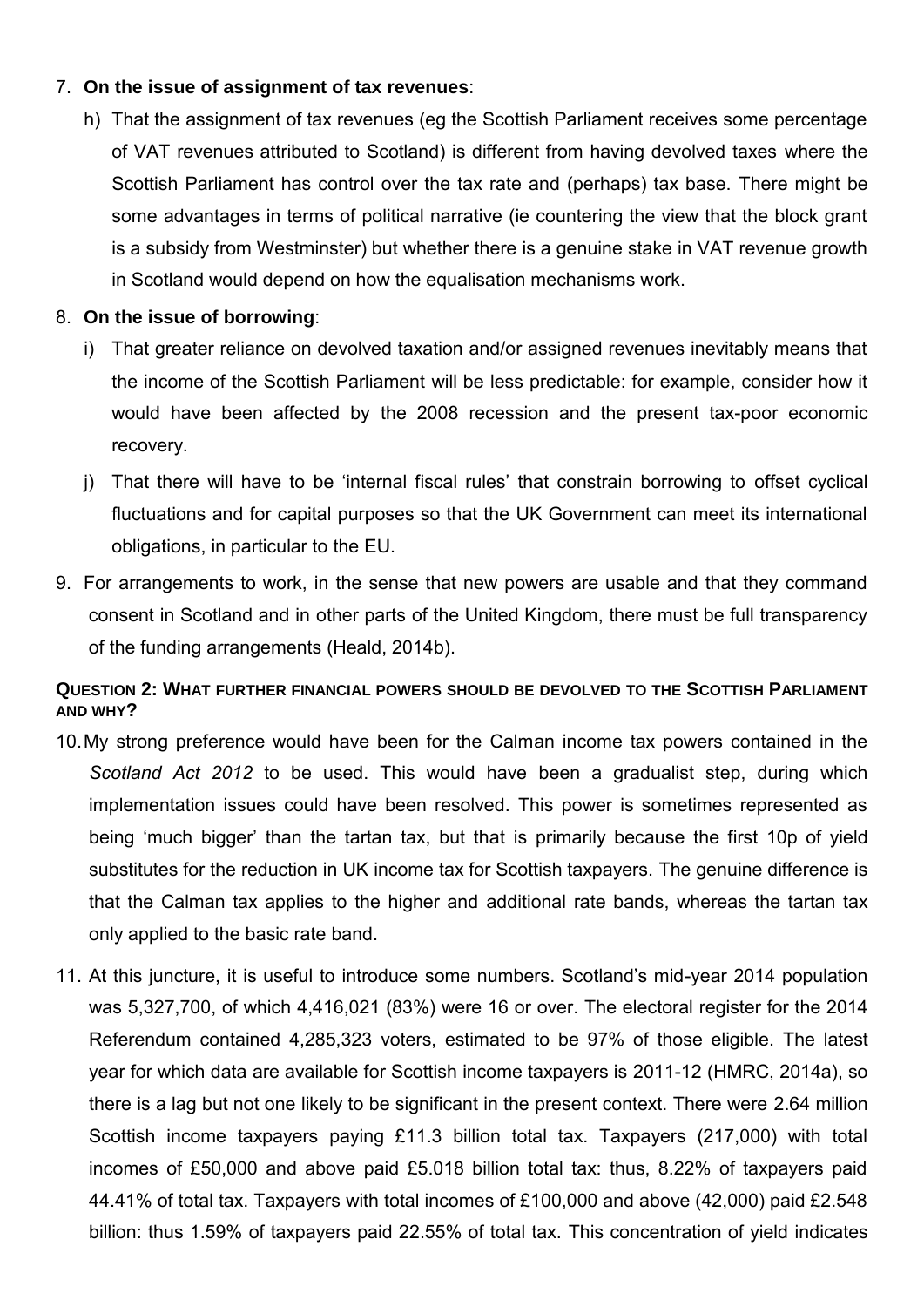7. **On the issue of assignment of tax revenues**:

   h) That the assignment of tax revenues (eg the Scottish Parliament receives some percentage of VAT revenues attributed to Scotland) is different from having devolved taxes where the Scottish Parliament has control over the tax rate and (perhaps) tax base. There might be some advantages in terms of political narrative (ie countering the view that the block grant is a subsidy from Westminster) but whether there is a genuine stake in VAT revenue growth in Scotland would depend on how the equalisation mechanisms work.

8. **On the issue of borrowing**:

   i) That greater reliance on devolved taxation and/or assigned revenues inevitably means that the income of the Scottish Parliament will be less predictable: for example, consider how it would have been affected by the 2008 recession and the present tax-poor economic recovery.

   j) That there will have to be 'internal fiscal rules' that constrain borrowing to offset cyclical fluctuations and for capital purposes so that the UK Government can meet its international obligations, in particular to the EU.

9. For arrangements to work, in the sense that new powers are usable and that they command consent in Scotland and in other parts of the United Kingdom, there must be full transparency of the funding arrangements (Heald, 2014b).

### QUESTION 2: WHAT FURTHER FINANCIAL POWERS SHOULD BE DEVOLVED TO THE SCOTTISH PARLIAMENT AND WHY?

10. My strong preference would have been for the Calman income tax powers contained in the *Scotland Act 2012* to be used. This would have been a gradualist step, during which implementation issues could have been resolved. This power is sometimes represented as being 'much bigger' than the tartan tax, but that is primarily because the first 10p of yield substitutes for the reduction in UK income tax for Scottish taxpayers. The genuine difference is that the Calman tax applies to the higher and additional rate bands, whereas the tartan tax only applied to the basic rate band.

11. At this juncture, it is useful to introduce some numbers. Scotland's mid-year 2014 population was 5,327,700, of which 4,416,021 (83%) were 16 or over. The electoral register for the 2014 Referendum contained 4,285,323 voters, estimated to be 97% of those eligible. The latest year for which data are available for Scottish income taxpayers is 2011-12 (HMRC, 2014a), so there is a lag but not one likely to be significant in the present context. There were 2.64 million Scottish income taxpayers paying £11.3 billion total tax. Taxpayers (217,000) with total incomes of £50,000 and above paid £5.018 billion total tax: thus, 8.22% of taxpayers paid 44.41% of total tax. Taxpayers with total incomes of £100,000 and above (42,000) paid £2.548 billion: thus 1.59% of taxpayers paid 22.55% of total tax. This concentration of yield indicates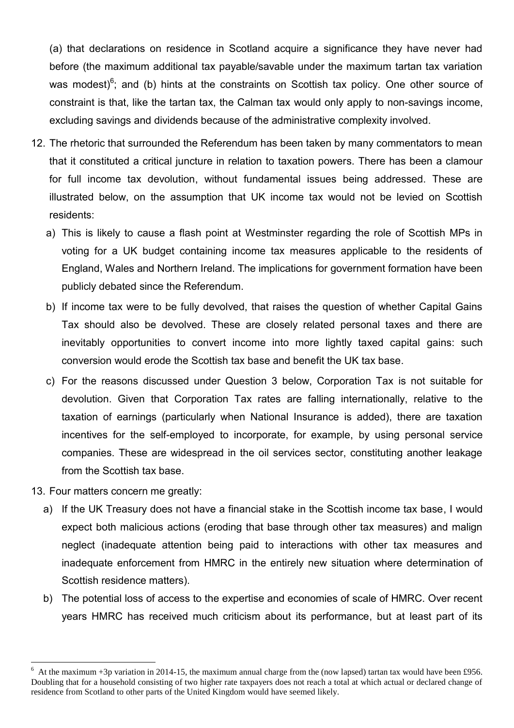(a) that declarations on residence in Scotland acquire a significance they have never had before (the maximum additional tax payable/savable under the maximum tartan tax variation was modest)[6]; and (b) hints at the constraints on Scottish tax policy. One other source of constraint is that, like the tartan tax, the Calman tax would only apply to non-savings income, excluding savings and dividends because of the administrative complexity involved.

12. The rhetoric that surrounded the Referendum has been taken by many commentators to mean that it constituted a critical juncture in relation to taxation powers. There has been a clamour for full income tax devolution, without fundamental issues being addressed. These are illustrated below, on the assumption that UK income tax would not be levied on Scottish residents:
    a) This is likely to cause a flash point at Westminster regarding the role of Scottish MPs in voting for a UK budget containing income tax measures applicable to the residents of England, Wales and Northern Ireland. The implications for government formation have been publicly debated since the Referendum.
    b) If income tax were to be fully devolved, that raises the question of whether Capital Gains Tax should also be devolved. These are closely related personal taxes and there are inevitably opportunities to convert income into more lightly taxed capital gains: such conversion would erode the Scottish tax base and benefit the UK tax base.
    c) For the reasons discussed under Question 3 below, Corporation Tax is not suitable for devolution. Given that Corporation Tax rates are falling internationally, relative to the taxation of earnings (particularly when National Insurance is added), there are taxation incentives for the self-employed to incorporate, for example, by using personal service companies. These are widespread in the oil services sector, constituting another leakage from the Scottish tax base.

13. Four matters concern me greatly:
    a) If the UK Treasury does not have a financial stake in the Scottish income tax base, I would expect both malicious actions (eroding that base through other tax measures) and malign neglect (inadequate attention being paid to interactions with other tax measures and inadequate enforcement from HMRC in the entirely new situation where determination of Scottish residence matters).
    b) The potential loss of access to the expertise and economies of scale of HMRC. Over recent years HMRC has received much criticism about its performance, but at least part of its

---

[6] At the maximum +3p variation in 2014-15, the maximum annual charge from the (now lapsed) tartan tax would have been £956. Doubling that for a household consisting of two higher rate taxpayers does not reach a total at which actual or declared change of residence from Scotland to other parts of the United Kingdom would have seemed likely.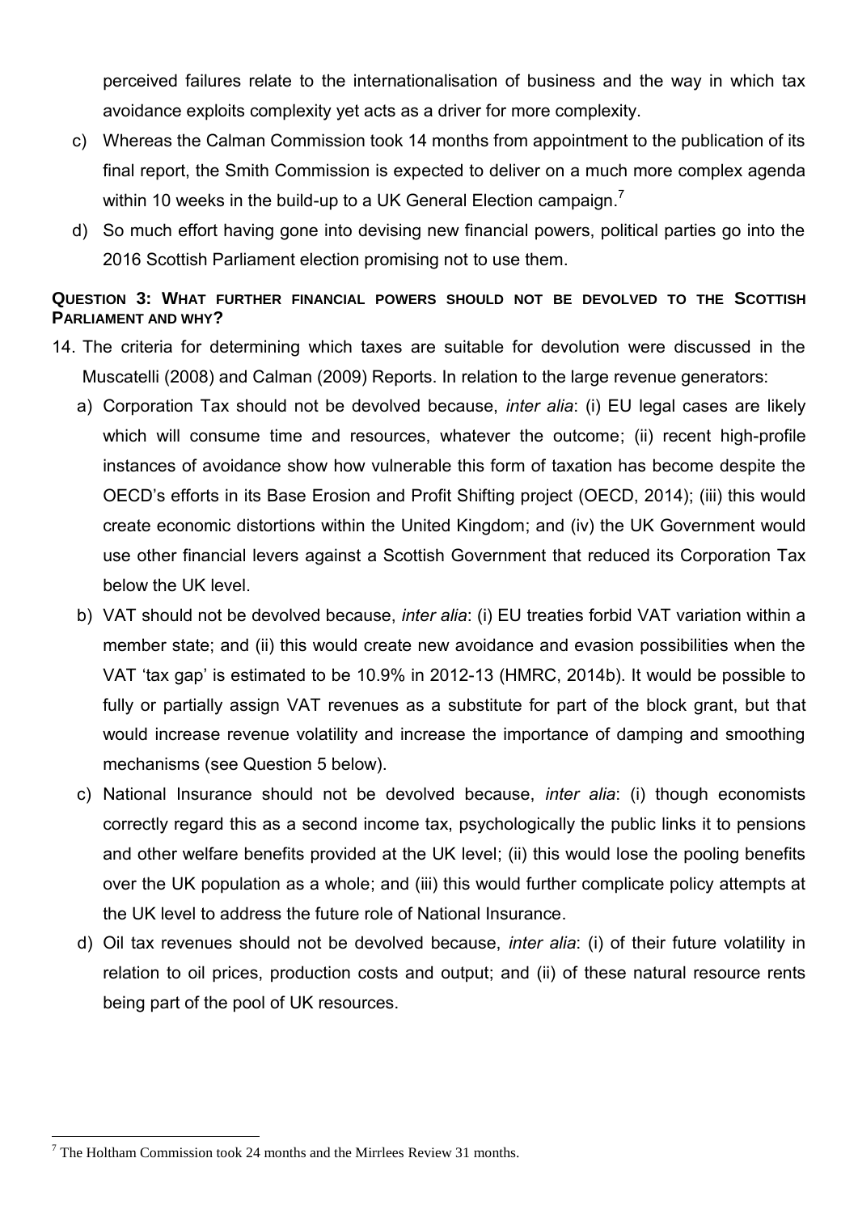perceived failures relate to the internationalisation of business and the way in which tax avoidance exploits complexity yet acts as a driver for more complexity.

c) Whereas the Calman Commission took 14 months from appointment to the publication of its final report, the Smith Commission is expected to deliver on a much more complex agenda within 10 weeks in the build-up to a UK General Election campaign.[7]

d) So much effort having gone into devising new financial powers, political parties go into the 2016 Scottish Parliament election promising not to use them.

**QUESTION 3: WHAT FURTHER FINANCIAL POWERS SHOULD NOT BE DEVOLVED TO THE SCOTTISH PARLIAMENT AND WHY?**

14. The criteria for determining which taxes are suitable for devolution were discussed in the Muscatelli (2008) and Calman (2009) Reports. In relation to the large revenue generators:

   a) Corporation Tax should not be devolved because, *inter alia*: (i) EU legal cases are likely which will consume time and resources, whatever the outcome; (ii) recent high-profile instances of avoidance show how vulnerable this form of taxation has become despite the OECD's efforts in its Base Erosion and Profit Shifting project (OECD, 2014); (iii) this would create economic distortions within the United Kingdom; and (iv) the UK Government would use other financial levers against a Scottish Government that reduced its Corporation Tax below the UK level.

   b) VAT should not be devolved because, *inter alia*: (i) EU treaties forbid VAT variation within a member state; and (ii) this would create new avoidance and evasion possibilities when the VAT 'tax gap' is estimated to be 10.9% in 2012-13 (HMRC, 2014b). It would be possible to fully or partially assign VAT revenues as a substitute for part of the block grant, but that would increase revenue volatility and increase the importance of damping and smoothing mechanisms (see Question 5 below).

   c) National Insurance should not be devolved because, *inter alia*: (i) though economists correctly regard this as a second income tax, psychologically the public links it to pensions and other welfare benefits provided at the UK level; (ii) this would lose the pooling benefits over the UK population as a whole; and (iii) this would further complicate policy attempts at the UK level to address the future role of National Insurance.

   d) Oil tax revenues should not be devolved because, *inter alia*: (i) of their future volatility in relation to oil prices, production costs and output; and (ii) of these natural resource rents being part of the pool of UK resources.

---

[7] The Holtham Commission took 24 months and the Mirrlees Review 31 months.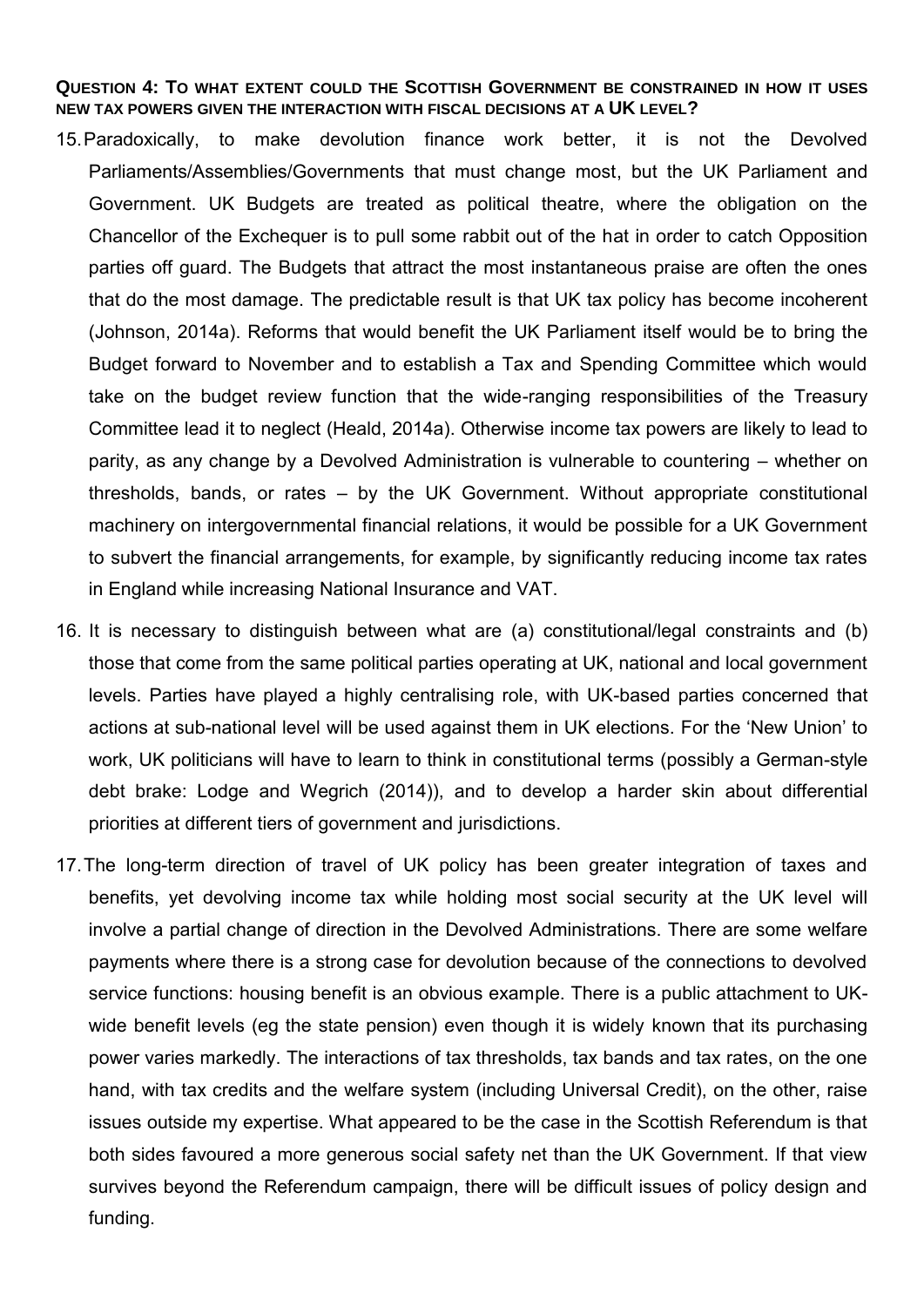**QUESTION 4: TO WHAT EXTENT COULD THE SCOTTISH GOVERNMENT BE CONSTRAINED IN HOW IT USES NEW TAX POWERS GIVEN THE INTERACTION WITH FISCAL DECISIONS AT A UK LEVEL?**

15. Paradoxically, to make devolution finance work better, it is not the Devolved Parliaments/Assemblies/Governments that must change most, but the UK Parliament and Government. UK Budgets are treated as political theatre, where the obligation on the Chancellor of the Exchequer is to pull some rabbit out of the hat in order to catch Opposition parties off guard. The Budgets that attract the most instantaneous praise are often the ones that do the most damage. The predictable result is that UK tax policy has become incoherent (Johnson, 2014a). Reforms that would benefit the UK Parliament itself would be to bring the Budget forward to November and to establish a Tax and Spending Committee which would take on the budget review function that the wide-ranging responsibilities of the Treasury Committee lead it to neglect (Heald, 2014a). Otherwise income tax powers are likely to lead to parity, as any change by a Devolved Administration is vulnerable to countering – whether on thresholds, bands, or rates – by the UK Government. Without appropriate constitutional machinery on intergovernmental financial relations, it would be possible for a UK Government to subvert the financial arrangements, for example, by significantly reducing income tax rates in England while increasing National Insurance and VAT.

16. It is necessary to distinguish between what are (a) constitutional/legal constraints and (b) those that come from the same political parties operating at UK, national and local government levels. Parties have played a highly centralising role, with UK-based parties concerned that actions at sub-national level will be used against them in UK elections. For the 'New Union' to work, UK politicians will have to learn to think in constitutional terms (possibly a German-style debt brake: Lodge and Wegrich (2014)), and to develop a harder skin about differential priorities at different tiers of government and jurisdictions.

17. The long-term direction of travel of UK policy has been greater integration of taxes and benefits, yet devolving income tax while holding most social security at the UK level will involve a partial change of direction in the Devolved Administrations. There are some welfare payments where there is a strong case for devolution because of the connections to devolved service functions: housing benefit is an obvious example. There is a public attachment to UK-wide benefit levels (eg the state pension) even though it is widely known that its purchasing power varies markedly. The interactions of tax thresholds, tax bands and tax rates, on the one hand, with tax credits and the welfare system (including Universal Credit), on the other, raise issues outside my expertise. What appeared to be the case in the Scottish Referendum is that both sides favoured a more generous social safety net than the UK Government. If that view survives beyond the Referendum campaign, there will be difficult issues of policy design and funding.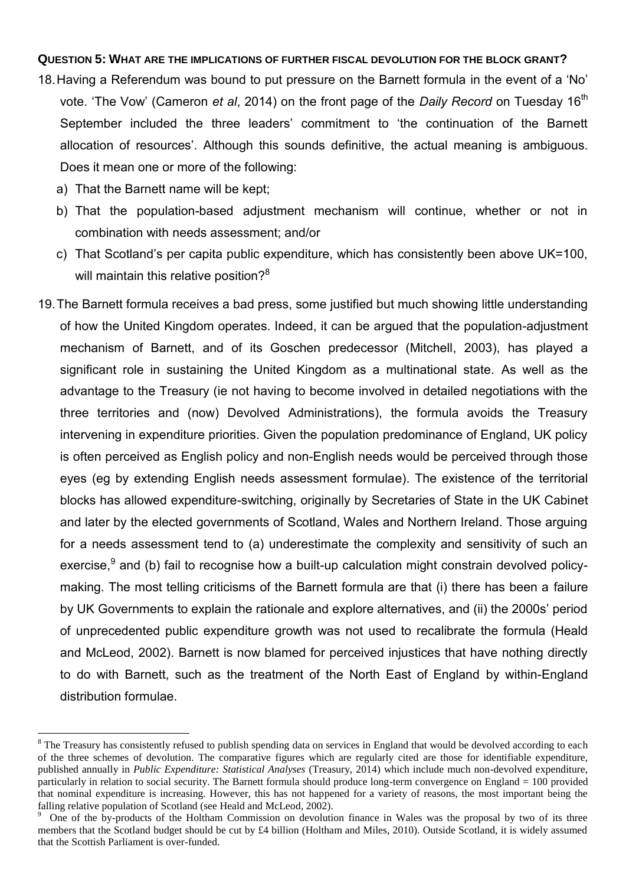**QUESTION 5: WHAT ARE THE IMPLICATIONS OF FURTHER FISCAL DEVOLUTION FOR THE BLOCK GRANT?**

18. Having a Referendum was bound to put pressure on the Barnett formula in the event of a 'No' vote. 'The Vow' (Cameron *et al*, 2014) on the front page of the *Daily Record* on Tuesday 16[th] September included the three leaders' commitment to 'the continuation of the Barnett allocation of resources'. Although this sounds definitive, the actual meaning is ambiguous. Does it mean one or more of the following:

    a) That the Barnett name will be kept;

    b) That the population-based adjustment mechanism will continue, whether or not in combination with needs assessment; and/or

    c) That Scotland's per capita public expenditure, which has consistently been above UK=100, will maintain this relative position?[8]

19. The Barnett formula receives a bad press, some justified but much showing little understanding of how the United Kingdom operates. Indeed, it can be argued that the population-adjustment mechanism of Barnett, and of its Goschen predecessor (Mitchell, 2003), has played a significant role in sustaining the United Kingdom as a multinational state. As well as the advantage to the Treasury (ie not having to become involved in detailed negotiations with the three territories and (now) Devolved Administrations), the formula avoids the Treasury intervening in expenditure priorities. Given the population predominance of England, UK policy is often perceived as English policy and non-English needs would be perceived through those eyes (eg by extending English needs assessment formulae). The existence of the territorial blocks has allowed expenditure-switching, originally by Secretaries of State in the UK Cabinet and later by the elected governments of Scotland, Wales and Northern Ireland. Those arguing for a needs assessment tend to (a) underestimate the complexity and sensitivity of such an exercise,[9] and (b) fail to recognise how a built-up calculation might constrain devolved policy-making. The most telling criticisms of the Barnett formula are that (i) there has been a failure by UK Governments to explain the rationale and explore alternatives, and (ii) the 2000s' period of unprecedented public expenditure growth was not used to recalibrate the formula (Heald and McLeod, 2002). Barnett is now blamed for perceived injustices that have nothing directly to do with Barnett, such as the treatment of the North East of England by within-England distribution formulae.

---

[8] The Treasury has consistently refused to publish spending data on services in England that would be devolved according to each of the three schemes of devolution. The comparative figures which are regularly cited are those for identifiable expenditure, published annually in *Public Expenditure: Statistical Analyses* (Treasury, 2014) which include much non-devolved expenditure, particularly in relation to social security. The Barnett formula should produce long-term convergence on England = 100 provided that nominal expenditure is increasing. However, this has not happened for a variety of reasons, the most important being the falling relative population of Scotland (see Heald and McLeod, 2002).

[9] One of the by-products of the Holtham Commission on devolution finance in Wales was the proposal by two of its three members that the Scotland budget should be cut by £4 billion (Holtham and Miles, 2010). Outside Scotland, it is widely assumed that the Scottish Parliament is over-funded.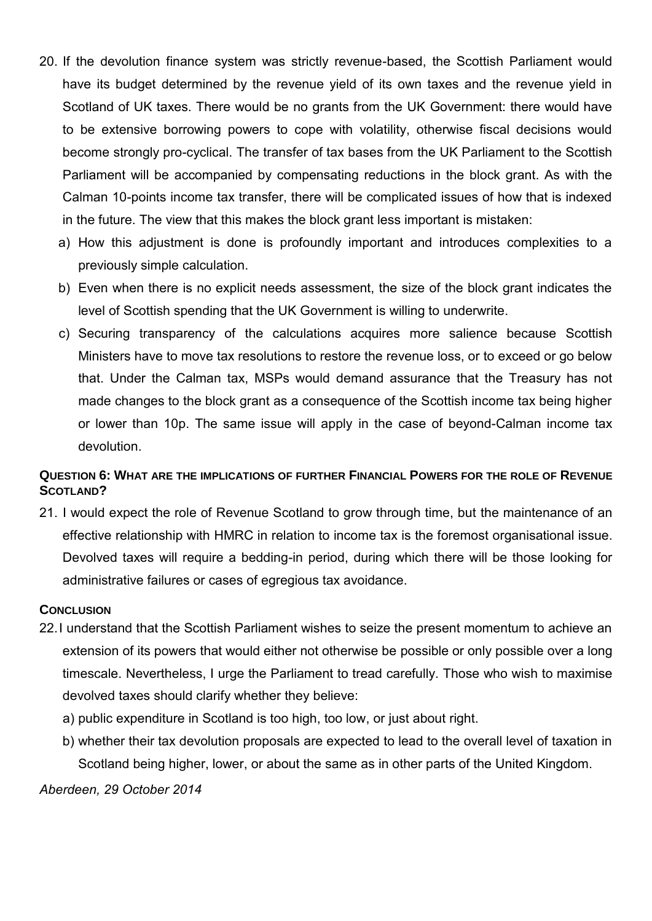20. If the devolution finance system was strictly revenue-based, the Scottish Parliament would have its budget determined by the revenue yield of its own taxes and the revenue yield in Scotland of UK taxes. There would be no grants from the UK Government: there would have to be extensive borrowing powers to cope with volatility, otherwise fiscal decisions would become strongly pro-cyclical. The transfer of tax bases from the UK Parliament to the Scottish Parliament will be accompanied by compensating reductions in the block grant. As with the Calman 10-points income tax transfer, there will be complicated issues of how that is indexed in the future. The view that this makes the block grant less important is mistaken:

    a) How this adjustment is done is profoundly important and introduces complexities to a previously simple calculation.

    b) Even when there is no explicit needs assessment, the size of the block grant indicates the level of Scottish spending that the UK Government is willing to underwrite.

    c) Securing transparency of the calculations acquires more salience because Scottish Ministers have to move tax resolutions to restore the revenue loss, or to exceed or go below that. Under the Calman tax, MSPs would demand assurance that the Treasury has not made changes to the block grant as a consequence of the Scottish income tax being higher or lower than 10p. The same issue will apply in the case of beyond-Calman income tax devolution.

**QUESTION 6: WHAT ARE THE IMPLICATIONS OF FURTHER FINANCIAL POWERS FOR THE ROLE OF REVENUE SCOTLAND?**

21. I would expect the role of Revenue Scotland to grow through time, but the maintenance of an effective relationship with HMRC in relation to income tax is the foremost organisational issue. Devolved taxes will require a bedding-in period, during which there will be those looking for administrative failures or cases of egregious tax avoidance.

**CONCLUSION**

22. I understand that the Scottish Parliament wishes to seize the present momentum to achieve an extension of its powers that would either not otherwise be possible or only possible over a long timescale. Nevertheless, I urge the Parliament to tread carefully. Those who wish to maximise devolved taxes should clarify whether they believe:

    a) public expenditure in Scotland is too high, too low, or just about right.

    b) whether their tax devolution proposals are expected to lead to the overall level of taxation in Scotland being higher, lower, or about the same as in other parts of the United Kingdom.

*Aberdeen, 29 October 2014*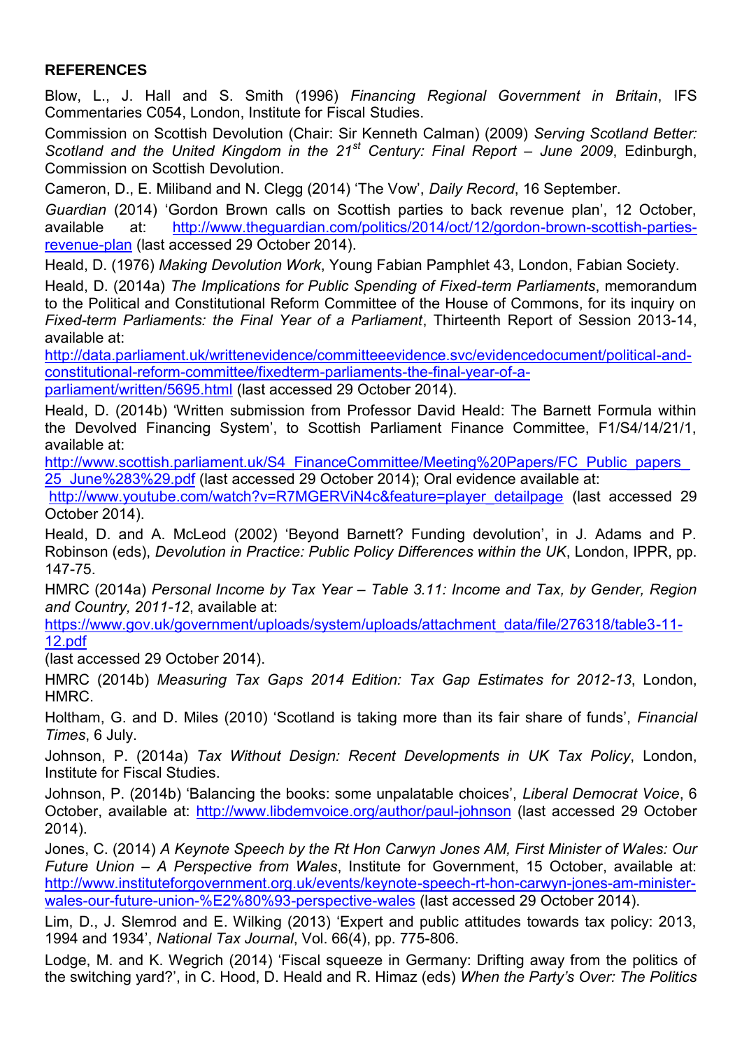## REFERENCES

Blow, L., J. Hall and S. Smith (1996) *Financing Regional Government in Britain*, IFS Commentaries C054, London, Institute for Fiscal Studies.

Commission on Scottish Devolution (Chair: Sir Kenneth Calman) (2009) *Serving Scotland Better: Scotland and the United Kingdom in the 21st Century: Final Report – June 2009*, Edinburgh, Commission on Scottish Devolution.

Cameron, D., E. Miliband and N. Clegg (2014) 'The Vow', *Daily Record*, 16 September.

*Guardian* (2014) 'Gordon Brown calls on Scottish parties to back revenue plan', 12 October, available at: http://www.theguardian.com/politics/2014/oct/12/gordon-brown-scottish-parties-revenue-plan (last accessed 29 October 2014).

Heald, D. (1976) *Making Devolution Work*, Young Fabian Pamphlet 43, London, Fabian Society.

Heald, D. (2014a) *The Implications for Public Spending of Fixed-term Parliaments*, memorandum to the Political and Constitutional Reform Committee of the House of Commons, for its inquiry on *Fixed-term Parliaments: the Final Year of a Parliament*, Thirteenth Report of Session 2013-14, available at: http://data.parliament.uk/writtenevidence/committeeevidence.svc/evidencedocument/political-and-constitutional-reform-committee/fixedterm-parliaments-the-final-year-of-a-parliament/written/5695.html (last accessed 29 October 2014).

Heald, D. (2014b) 'Written submission from Professor David Heald: The Barnett Formula within the Devolved Financing System', to Scottish Parliament Finance Committee, F1/S4/14/21/1, available at: http://www.scottish.parliament.uk/S4_FinanceCommittee/Meeting%20Papers/FC_Public_papers_25_June%283%29.pdf (last accessed 29 October 2014); Oral evidence available at: http://www.youtube.com/watch?v=R7MGERViN4c&feature=player_detailpage (last accessed 29 October 2014).

Heald, D. and A. McLeod (2002) 'Beyond Barnett? Funding devolution', in J. Adams and P. Robinson (eds), *Devolution in Practice: Public Policy Differences within the UK*, London, IPPR, pp. 147-75.

HMRC (2014a) *Personal Income by Tax Year – Table 3.11: Income and Tax, by Gender, Region and Country, 2011-12*, available at: https://www.gov.uk/government/uploads/system/uploads/attachment_data/file/276318/table3-11-12.pdf (last accessed 29 October 2014).

HMRC (2014b) *Measuring Tax Gaps 2014 Edition: Tax Gap Estimates for 2012-13*, London, HMRC.

Holtham, G. and D. Miles (2010) 'Scotland is taking more than its fair share of funds', *Financial Times*, 6 July.

Johnson, P. (2014a) *Tax Without Design: Recent Developments in UK Tax Policy*, London, Institute for Fiscal Studies.

Johnson, P. (2014b) 'Balancing the books: some unpalatable choices', *Liberal Democrat Voice*, 6 October, available at: http://www.libdemvoice.org/author/paul-johnson (last accessed 29 October 2014).

Jones, C. (2014) *A Keynote Speech by the Rt Hon Carwyn Jones AM, First Minister of Wales: Our Future Union – A Perspective from Wales*, Institute for Government, 15 October, available at: http://www.instituteforgovernment.org.uk/events/keynote-speech-rt-hon-carwyn-jones-am-minister-wales-our-future-union-%E2%80%93-perspective-wales (last accessed 29 October 2014).

Lim, D., J. Slemrod and E. Wilking (2013) 'Expert and public attitudes towards tax policy: 2013, 1994 and 1934', *National Tax Journal*, Vol. 66(4), pp. 775-806.

Lodge, M. and K. Wegrich (2014) 'Fiscal squeeze in Germany: Drifting away from the politics of the switching yard?', in C. Hood, D. Heald and R. Himaz (eds) *When the Party's Over: The Politics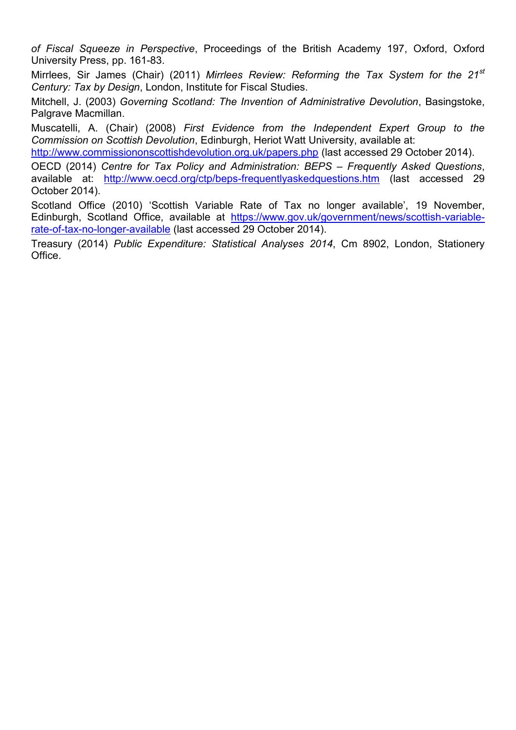*of Fiscal Squeeze in Perspective*, Proceedings of the British Academy 197, Oxford, Oxford University Press, pp. 161-83.

Mirrlees, Sir James (Chair) (2011) *Mirrlees Review: Reforming the Tax System for the 21st Century: Tax by Design*, London, Institute for Fiscal Studies.

Mitchell, J. (2003) *Governing Scotland: The Invention of Administrative Devolution*, Basingstoke, Palgrave Macmillan.

Muscatelli, A. (Chair) (2008) *First Evidence from the Independent Expert Group to the Commission on Scottish Devolution*, Edinburgh, Heriot Watt University, available at: http://www.commissiononscottishdevolution.org.uk/papers.php (last accessed 29 October 2014).

OECD (2014) *Centre for Tax Policy and Administration: BEPS – Frequently Asked Questions*, available at: http://www.oecd.org/ctp/beps-frequentlyaskedquestions.htm (last accessed 29 October 2014).

Scotland Office (2010) 'Scottish Variable Rate of Tax no longer available', 19 November, Edinburgh, Scotland Office, available at https://www.gov.uk/government/news/scottish-variable-rate-of-tax-no-longer-available (last accessed 29 October 2014).

Treasury (2014) *Public Expenditure: Statistical Analyses 2014*, Cm 8902, London, Stationery Office.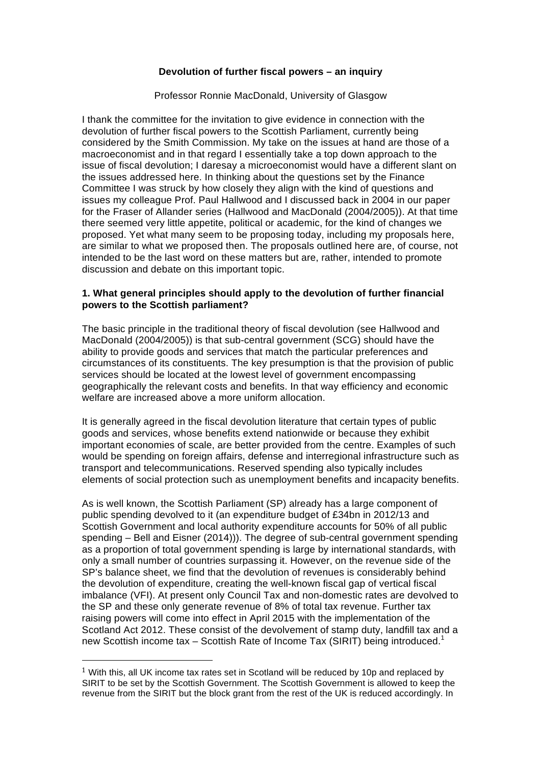**Devolution of further fiscal powers – an inquiry**

Professor Ronnie MacDonald, University of Glasgow

I thank the committee for the invitation to give evidence in connection with the devolution of further fiscal powers to the Scottish Parliament, currently being considered by the Smith Commission. My take on the issues at hand are those of a macroeconomist and in that regard I essentially take a top down approach to the issue of fiscal devolution; I daresay a microeconomist would have a different slant on the issues addressed here. In thinking about the questions set by the Finance Committee I was struck by how closely they align with the kind of questions and issues my colleague Prof. Paul Hallwood and I discussed back in 2004 in our paper for the Fraser of Allander series (Hallwood and MacDonald (2004/2005)). At that time there seemed very little appetite, political or academic, for the kind of changes we proposed. Yet what many seem to be proposing today, including my proposals here, are similar to what we proposed then. The proposals outlined here are, of course, not intended to be the last word on these matters but are, rather, intended to promote discussion and debate on this important topic.

**1. What general principles should apply to the devolution of further financial powers to the Scottish parliament?**

The basic principle in the traditional theory of fiscal devolution (see Hallwood and MacDonald (2004/2005)) is that sub-central government (SCG) should have the ability to provide goods and services that match the particular preferences and circumstances of its constituents. The key presumption is that the provision of public services should be located at the lowest level of government encompassing geographically the relevant costs and benefits. In that way efficiency and economic welfare are increased above a more uniform allocation.

It is generally agreed in the fiscal devolution literature that certain types of public goods and services, whose benefits extend nationwide or because they exhibit important economies of scale, are better provided from the centre. Examples of such would be spending on foreign affairs, defense and interregional infrastructure such as transport and telecommunications. Reserved spending also typically includes elements of social protection such as unemployment benefits and incapacity benefits.

As is well known, the Scottish Parliament (SP) already has a large component of public spending devolved to it (an expenditure budget of £34bn in 2012/13 and Scottish Government and local authority expenditure accounts for 50% of all public spending – Bell and Eisner (2014))). The degree of sub-central government spending as a proportion of total government spending is large by international standards, with only a small number of countries surpassing it. However, on the revenue side of the SP's balance sheet, we find that the devolution of revenues is considerably behind the devolution of expenditure, creating the well-known fiscal gap of vertical fiscal imbalance (VFI). At present only Council Tax and non-domestic rates are devolved to the SP and these only generate revenue of 8% of total tax revenue. Further tax raising powers will come into effect in April 2015 with the implementation of the Scotland Act 2012. These consist of the devolvement of stamp duty, landfill tax and a new Scottish income tax – Scottish Rate of Income Tax (SIRIT) being introduced.[1]

[1] With this, all UK income tax rates set in Scotland will be reduced by 10p and replaced by SIRIT to be set by the Scottish Government. The Scottish Government is allowed to keep the revenue from the SIRIT but the block grant from the rest of the UK is reduced accordingly. In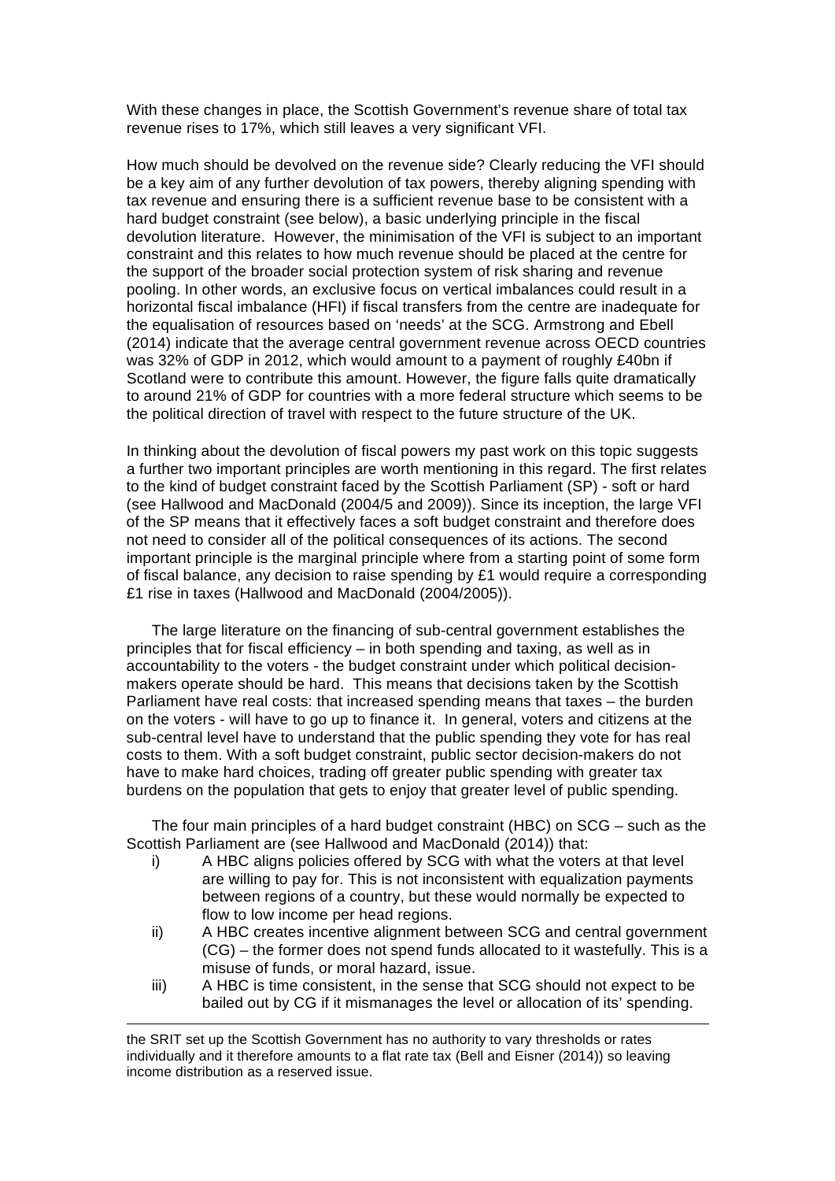With these changes in place, the Scottish Government's revenue share of total tax revenue rises to 17%, which still leaves a very significant VFI.

How much should be devolved on the revenue side? Clearly reducing the VFI should be a key aim of any further devolution of tax powers, thereby aligning spending with tax revenue and ensuring there is a sufficient revenue base to be consistent with a hard budget constraint (see below), a basic underlying principle in the fiscal devolution literature. However, the minimisation of the VFI is subject to an important constraint and this relates to how much revenue should be placed at the centre for the support of the broader social protection system of risk sharing and revenue pooling. In other words, an exclusive focus on vertical imbalances could result in a horizontal fiscal imbalance (HFI) if fiscal transfers from the centre are inadequate for the equalisation of resources based on 'needs' at the SCG. Armstrong and Ebell (2014) indicate that the average central government revenue across OECD countries was 32% of GDP in 2012, which would amount to a payment of roughly £40bn if Scotland were to contribute this amount. However, the figure falls quite dramatically to around 21% of GDP for countries with a more federal structure which seems to be the political direction of travel with respect to the future structure of the UK.

In thinking about the devolution of fiscal powers my past work on this topic suggests a further two important principles are worth mentioning in this regard. The first relates to the kind of budget constraint faced by the Scottish Parliament (SP) - soft or hard (see Hallwood and MacDonald (2004/5 and 2009)). Since its inception, the large VFI of the SP means that it effectively faces a soft budget constraint and therefore does not need to consider all of the political consequences of its actions. The second important principle is the marginal principle where from a starting point of some form of fiscal balance, any decision to raise spending by £1 would require a corresponding £1 rise in taxes (Hallwood and MacDonald (2004/2005)).

The large literature on the financing of sub-central government establishes the principles that for fiscal efficiency – in both spending and taxing, as well as in accountability to the voters - the budget constraint under which political decision-makers operate should be hard. This means that decisions taken by the Scottish Parliament have real costs: that increased spending means that taxes – the burden on the voters - will have to go up to finance it. In general, voters and citizens at the sub-central level have to understand that the public spending they vote for has real costs to them. With a soft budget constraint, public sector decision-makers do not have to make hard choices, trading off greater public spending with greater tax burdens on the population that gets to enjoy that greater level of public spending.

The four main principles of a hard budget constraint (HBC) on SCG – such as the Scottish Parliament are (see Hallwood and MacDonald (2014)) that:

i) A HBC aligns policies offered by SCG with what the voters at that level are willing to pay for. This is not inconsistent with equalization payments between regions of a country, but these would normally be expected to flow to low income per head regions.

ii) A HBC creates incentive alignment between SCG and central government (CG) – the former does not spend funds allocated to it wastefully. This is a misuse of funds, or moral hazard, issue.

iii) A HBC is time consistent, in the sense that SCG should not expect to be bailed out by CG if it mismanages the level or allocation of its' spending.

---

the SRIT set up the Scottish Government has no authority to vary thresholds or rates individually and it therefore amounts to a flat rate tax (Bell and Eisner (2014)) so leaving income distribution as a reserved issue.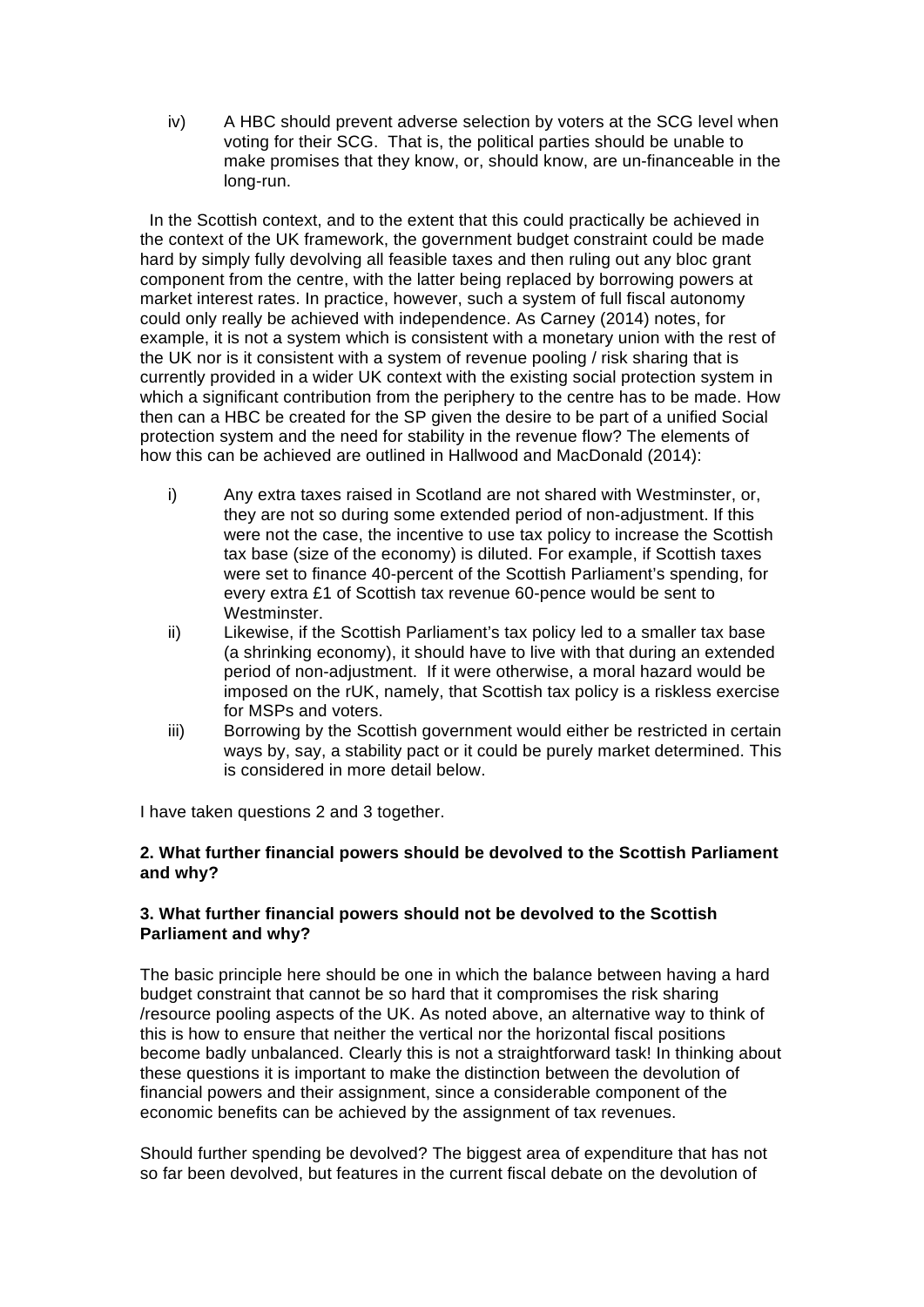iv) A HBC should prevent adverse selection by voters at the SCG level when voting for their SCG. That is, the political parties should be unable to make promises that they know, or, should know, are un-financeable in the long-run.

In the Scottish context, and to the extent that this could practically be achieved in the context of the UK framework, the government budget constraint could be made hard by simply fully devolving all feasible taxes and then ruling out any bloc grant component from the centre, with the latter being replaced by borrowing powers at market interest rates. In practice, however, such a system of full fiscal autonomy could only really be achieved with independence. As Carney (2014) notes, for example, it is not a system which is consistent with a monetary union with the rest of the UK nor is it consistent with a system of revenue pooling / risk sharing that is currently provided in a wider UK context with the existing social protection system in which a significant contribution from the periphery to the centre has to be made. How then can a HBC be created for the SP given the desire to be part of a unified Social protection system and the need for stability in the revenue flow? The elements of how this can be achieved are outlined in Hallwood and MacDonald (2014):

i) Any extra taxes raised in Scotland are not shared with Westminster, or, they are not so during some extended period of non-adjustment. If this were not the case, the incentive to use tax policy to increase the Scottish tax base (size of the economy) is diluted. For example, if Scottish taxes were set to finance 40-percent of the Scottish Parliament's spending, for every extra £1 of Scottish tax revenue 60-pence would be sent to Westminster.

ii) Likewise, if the Scottish Parliament's tax policy led to a smaller tax base (a shrinking economy), it should have to live with that during an extended period of non-adjustment. If it were otherwise, a moral hazard would be imposed on the rUK, namely, that Scottish tax policy is a riskless exercise for MSPs and voters.

iii) Borrowing by the Scottish government would either be restricted in certain ways by, say, a stability pact or it could be purely market determined. This is considered in more detail below.

I have taken questions 2 and 3 together.

**2. What further financial powers should be devolved to the Scottish Parliament and why?**

**3. What further financial powers should not be devolved to the Scottish Parliament and why?**

The basic principle here should be one in which the balance between having a hard budget constraint that cannot be so hard that it compromises the risk sharing /resource pooling aspects of the UK. As noted above, an alternative way to think of this is how to ensure that neither the vertical nor the horizontal fiscal positions become badly unbalanced. Clearly this is not a straightforward task! In thinking about these questions it is important to make the distinction between the devolution of financial powers and their assignment, since a considerable component of the economic benefits can be achieved by the assignment of tax revenues.

Should further spending be devolved? The biggest area of expenditure that has not so far been devolved, but features in the current fiscal debate on the devolution of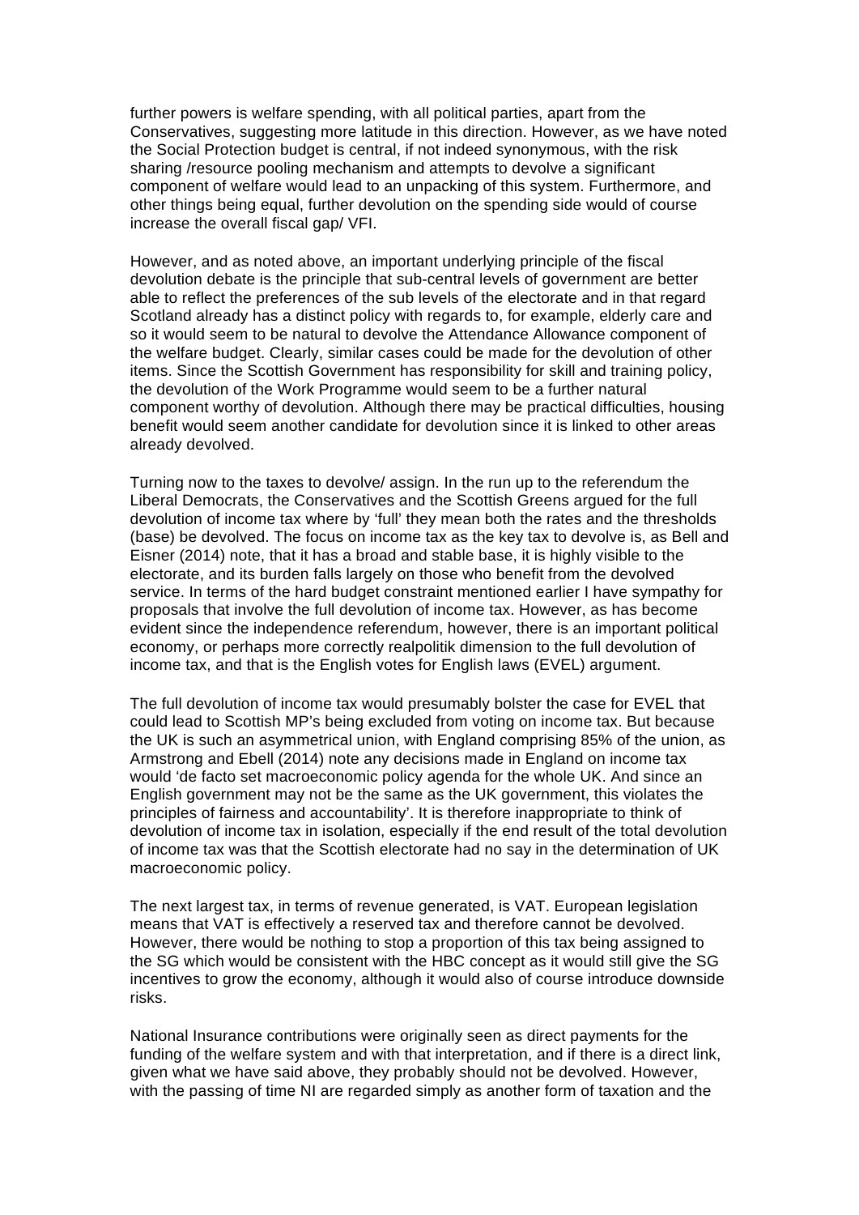further powers is welfare spending, with all political parties, apart from the Conservatives, suggesting more latitude in this direction. However, as we have noted the Social Protection budget is central, if not indeed synonymous, with the risk sharing /resource pooling mechanism and attempts to devolve a significant component of welfare would lead to an unpacking of this system. Furthermore, and other things being equal, further devolution on the spending side would of course increase the overall fiscal gap/ VFI.

However, and as noted above, an important underlying principle of the fiscal devolution debate is the principle that sub-central levels of government are better able to reflect the preferences of the sub levels of the electorate and in that regard Scotland already has a distinct policy with regards to, for example, elderly care and so it would seem to be natural to devolve the Attendance Allowance component of the welfare budget. Clearly, similar cases could be made for the devolution of other items. Since the Scottish Government has responsibility for skill and training policy, the devolution of the Work Programme would seem to be a further natural component worthy of devolution. Although there may be practical difficulties, housing benefit would seem another candidate for devolution since it is linked to other areas already devolved.

Turning now to the taxes to devolve/ assign. In the run up to the referendum the Liberal Democrats, the Conservatives and the Scottish Greens argued for the full devolution of income tax where by 'full' they mean both the rates and the thresholds (base) be devolved. The focus on income tax as the key tax to devolve is, as Bell and Eisner (2014) note, that it has a broad and stable base, it is highly visible to the electorate, and its burden falls largely on those who benefit from the devolved service. In terms of the hard budget constraint mentioned earlier I have sympathy for proposals that involve the full devolution of income tax. However, as has become evident since the independence referendum, however, there is an important political economy, or perhaps more correctly realpolitik dimension to the full devolution of income tax, and that is the English votes for English laws (EVEL) argument.

The full devolution of income tax would presumably bolster the case for EVEL that could lead to Scottish MP's being excluded from voting on income tax. But because the UK is such an asymmetrical union, with England comprising 85% of the union, as Armstrong and Ebell (2014) note any decisions made in England on income tax would 'de facto set macroeconomic policy agenda for the whole UK. And since an English government may not be the same as the UK government, this violates the principles of fairness and accountability'. It is therefore inappropriate to think of devolution of income tax in isolation, especially if the end result of the total devolution of income tax was that the Scottish electorate had no say in the determination of UK macroeconomic policy.

The next largest tax, in terms of revenue generated, is VAT. European legislation means that VAT is effectively a reserved tax and therefore cannot be devolved. However, there would be nothing to stop a proportion of this tax being assigned to the SG which would be consistent with the HBC concept as it would still give the SG incentives to grow the economy, although it would also of course introduce downside risks.

National Insurance contributions were originally seen as direct payments for the funding of the welfare system and with that interpretation, and if there is a direct link, given what we have said above, they probably should not be devolved. However, with the passing of time NI are regarded simply as another form of taxation and the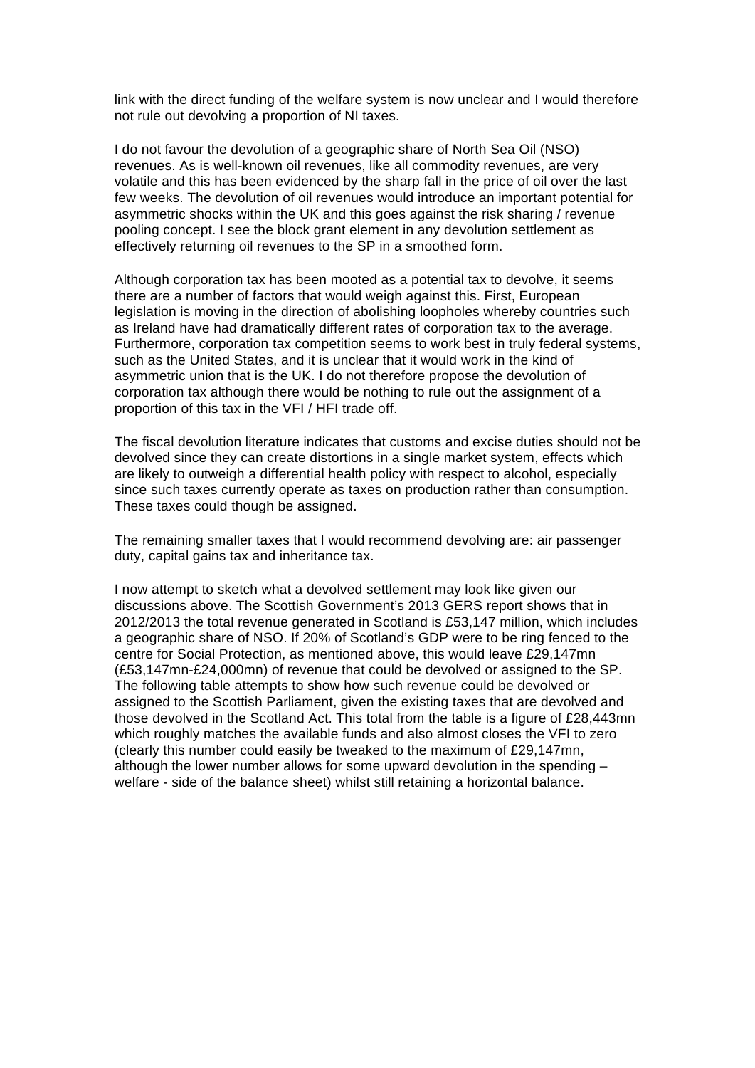link with the direct funding of the welfare system is now unclear and I would therefore not rule out devolving a proportion of NI taxes.

I do not favour the devolution of a geographic share of North Sea Oil (NSO) revenues. As is well-known oil revenues, like all commodity revenues, are very volatile and this has been evidenced by the sharp fall in the price of oil over the last few weeks. The devolution of oil revenues would introduce an important potential for asymmetric shocks within the UK and this goes against the risk sharing / revenue pooling concept. I see the block grant element in any devolution settlement as effectively returning oil revenues to the SP in a smoothed form.

Although corporation tax has been mooted as a potential tax to devolve, it seems there are a number of factors that would weigh against this. First, European legislation is moving in the direction of abolishing loopholes whereby countries such as Ireland have had dramatically different rates of corporation tax to the average. Furthermore, corporation tax competition seems to work best in truly federal systems, such as the United States, and it is unclear that it would work in the kind of asymmetric union that is the UK. I do not therefore propose the devolution of corporation tax although there would be nothing to rule out the assignment of a proportion of this tax in the VFI / HFI trade off.

The fiscal devolution literature indicates that customs and excise duties should not be devolved since they can create distortions in a single market system, effects which are likely to outweigh a differential health policy with respect to alcohol, especially since such taxes currently operate as taxes on production rather than consumption. These taxes could though be assigned.

The remaining smaller taxes that I would recommend devolving are: air passenger duty, capital gains tax and inheritance tax.

I now attempt to sketch what a devolved settlement may look like given our discussions above. The Scottish Government's 2013 GERS report shows that in 2012/2013 the total revenue generated in Scotland is £53,147 million, which includes a geographic share of NSO. If 20% of Scotland's GDP were to be ring fenced to the centre for Social Protection, as mentioned above, this would leave £29,147mn (£53,147mn-£24,000mn) of revenue that could be devolved or assigned to the SP. The following table attempts to show how such revenue could be devolved or assigned to the Scottish Parliament, given the existing taxes that are devolved and those devolved in the Scotland Act. This total from the table is a figure of £28,443mn which roughly matches the available funds and also almost closes the VFI to zero (clearly this number could easily be tweaked to the maximum of £29,147mn, although the lower number allows for some upward devolution in the spending – welfare - side of the balance sheet) whilst still retaining a horizontal balance.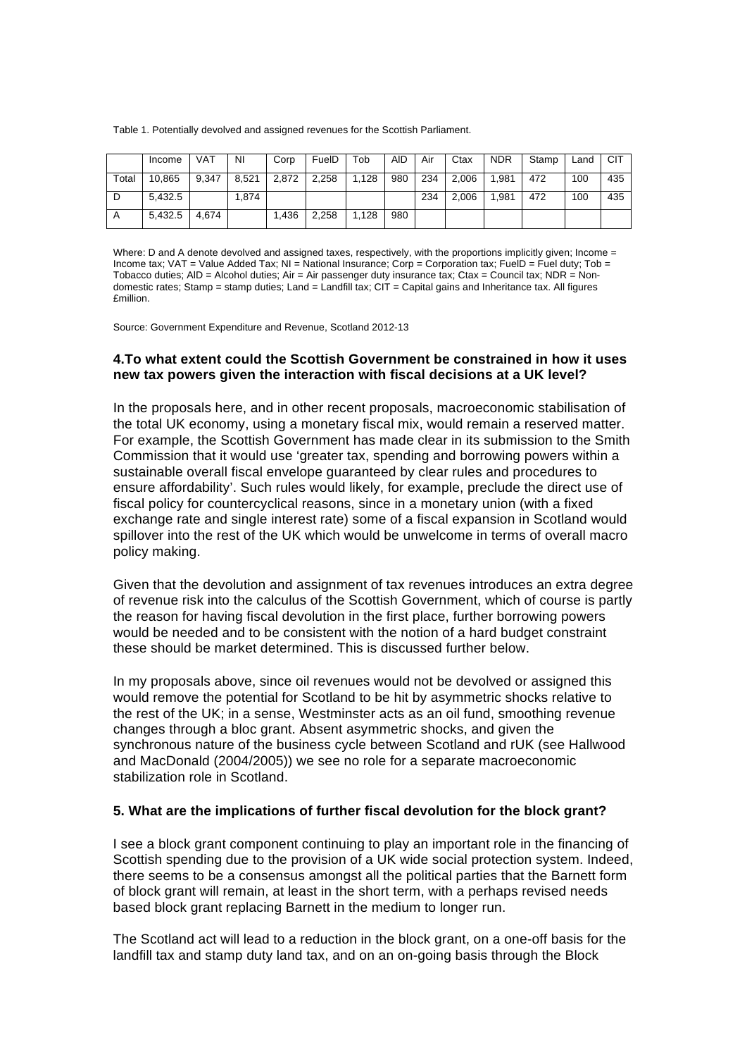Table 1. Potentially devolved and assigned revenues for the Scottish Parliament.

| | Income | VAT | NI | Corp | FuelD | Tob | AlD | Air | Ctax | NDR | Stamp | Land | CIT |
|---|---|---|---|---|---|---|---|---|---|---|---|---|---|
| Total | 10,865 | 9,347 | 8,521 | 2,872 | 2,258 | 1,128 | 980 | 234 | 2,006 | 1,981 | 472 | 100 | 435 |
| D | 5,432.5 | | 1,874 | | | | | 234 | 2,006 | 1,981 | 472 | 100 | 435 |
| A | 5,432.5 | 4,674 | | 1,436 | 2,258 | 1,128 | 980 | | | | | | |

Where: D and A denote devolved and assigned taxes, respectively, with the proportions implicitly given; Income = Income tax; VAT = Value Added Tax; NI = National Insurance; Corp = Corporation tax; FuelD = Fuel duty; Tob = Tobacco duties; AlD = Alcohol duties; Air = Air passenger duty insurance tax; Ctax = Council tax; NDR = Non-domestic rates; Stamp = stamp duties; Land = Landfill tax; CIT = Capital gains and Inheritance tax. All figures £million.

Source: Government Expenditure and Revenue, Scotland 2012-13

**4.To what extent could the Scottish Government be constrained in how it uses new tax powers given the interaction with fiscal decisions at a UK level?**

In the proposals here, and in other recent proposals, macroeconomic stabilisation of the total UK economy, using a monetary fiscal mix, would remain a reserved matter. For example, the Scottish Government has made clear in its submission to the Smith Commission that it would use 'greater tax, spending and borrowing powers within a sustainable overall fiscal envelope guaranteed by clear rules and procedures to ensure affordability'. Such rules would likely, for example, preclude the direct use of fiscal policy for countercyclical reasons, since in a monetary union (with a fixed exchange rate and single interest rate) some of a fiscal expansion in Scotland would spillover into the rest of the UK which would be unwelcome in terms of overall macro policy making.

Given that the devolution and assignment of tax revenues introduces an extra degree of revenue risk into the calculus of the Scottish Government, which of course is partly the reason for having fiscal devolution in the first place, further borrowing powers would be needed and to be consistent with the notion of a hard budget constraint these should be market determined. This is discussed further below.

In my proposals above, since oil revenues would not be devolved or assigned this would remove the potential for Scotland to be hit by asymmetric shocks relative to the rest of the UK; in a sense, Westminster acts as an oil fund, smoothing revenue changes through a bloc grant. Absent asymmetric shocks, and given the synchronous nature of the business cycle between Scotland and rUK (see Hallwood and MacDonald (2004/2005)) we see no role for a separate macroeconomic stabilization role in Scotland.

**5. What are the implications of further fiscal devolution for the block grant?**

I see a block grant component continuing to play an important role in the financing of Scottish spending due to the provision of a UK wide social protection system. Indeed, there seems to be a consensus amongst all the political parties that the Barnett form of block grant will remain, at least in the short term, with a perhaps revised needs based block grant replacing Barnett in the medium to longer run.

The Scotland act will lead to a reduction in the block grant, on a one-off basis for the landfill tax and stamp duty land tax, and on an on-going basis through the Block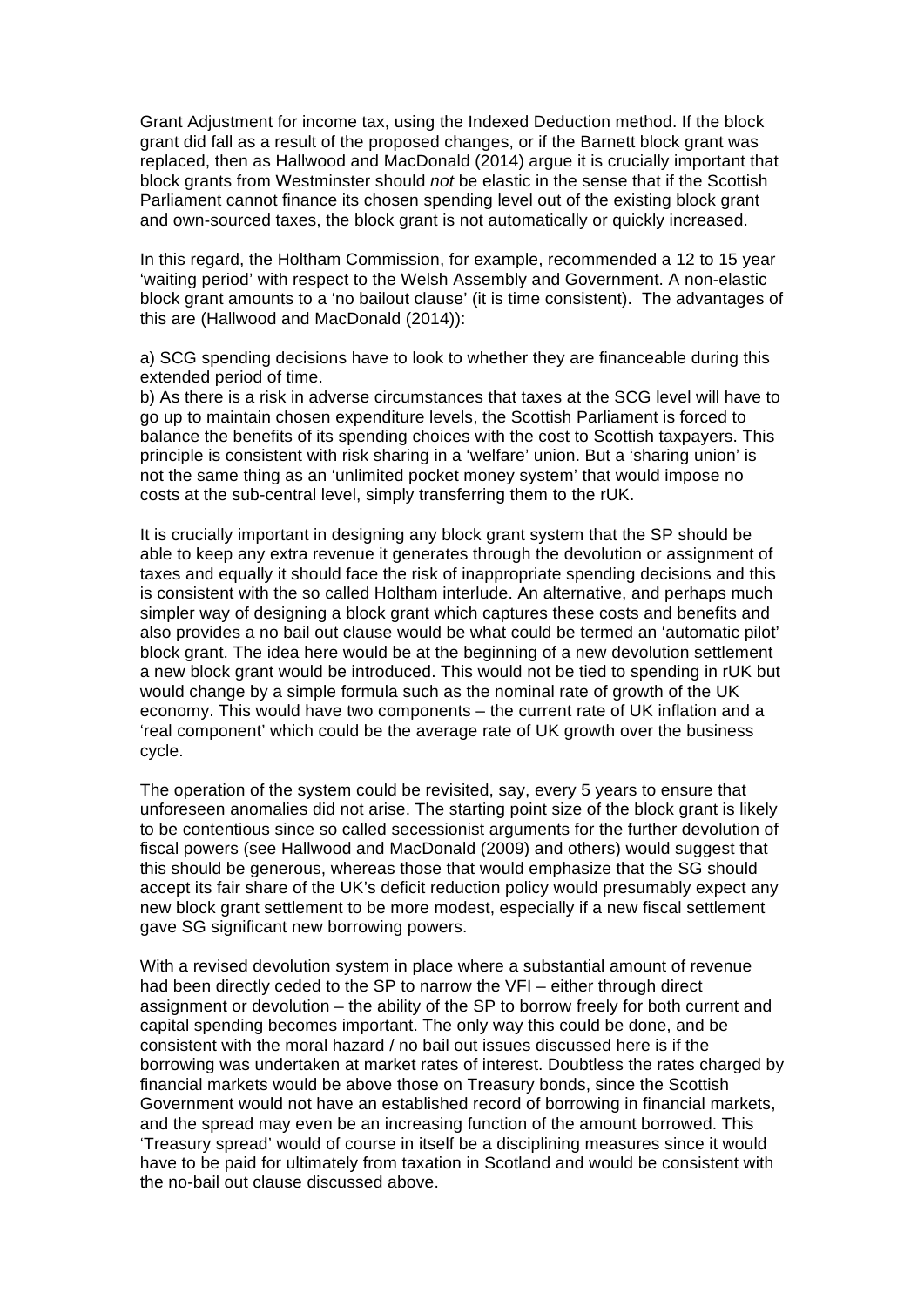Grant Adjustment for income tax, using the Indexed Deduction method. If the block grant did fall as a result of the proposed changes, or if the Barnett block grant was replaced, then as Hallwood and MacDonald (2014) argue it is crucially important that block grants from Westminster should *not* be elastic in the sense that if the Scottish Parliament cannot finance its chosen spending level out of the existing block grant and own-sourced taxes, the block grant is not automatically or quickly increased.

In this regard, the Holtham Commission, for example, recommended a 12 to 15 year 'waiting period' with respect to the Welsh Assembly and Government. A non-elastic block grant amounts to a 'no bailout clause' (it is time consistent). The advantages of this are (Hallwood and MacDonald (2014)):

a) SCG spending decisions have to look to whether they are financeable during this extended period of time.
b) As there is a risk in adverse circumstances that taxes at the SCG level will have to go up to maintain chosen expenditure levels, the Scottish Parliament is forced to balance the benefits of its spending choices with the cost to Scottish taxpayers. This principle is consistent with risk sharing in a 'welfare' union. But a 'sharing union' is not the same thing as an 'unlimited pocket money system' that would impose no costs at the sub-central level, simply transferring them to the rUK.

It is crucially important in designing any block grant system that the SP should be able to keep any extra revenue it generates through the devolution or assignment of taxes and equally it should face the risk of inappropriate spending decisions and this is consistent with the so called Holtham interlude. An alternative, and perhaps much simpler way of designing a block grant which captures these costs and benefits and also provides a no bail out clause would be what could be termed an 'automatic pilot' block grant. The idea here would be at the beginning of a new devolution settlement a new block grant would be introduced. This would not be tied to spending in rUK but would change by a simple formula such as the nominal rate of growth of the UK economy. This would have two components – the current rate of UK inflation and a 'real component' which could be the average rate of UK growth over the business cycle.

The operation of the system could be revisited, say, every 5 years to ensure that unforeseen anomalies did not arise. The starting point size of the block grant is likely to be contentious since so called secessionist arguments for the further devolution of fiscal powers (see Hallwood and MacDonald (2009) and others) would suggest that this should be generous, whereas those that would emphasize that the SG should accept its fair share of the UK's deficit reduction policy would presumably expect any new block grant settlement to be more modest, especially if a new fiscal settlement gave SG significant new borrowing powers.

With a revised devolution system in place where a substantial amount of revenue had been directly ceded to the SP to narrow the VFI – either through direct assignment or devolution – the ability of the SP to borrow freely for both current and capital spending becomes important. The only way this could be done, and be consistent with the moral hazard / no bail out issues discussed here is if the borrowing was undertaken at market rates of interest. Doubtless the rates charged by financial markets would be above those on Treasury bonds, since the Scottish Government would not have an established record of borrowing in financial markets, and the spread may even be an increasing function of the amount borrowed. This 'Treasury spread' would of course in itself be a disciplining measures since it would have to be paid for ultimately from taxation in Scotland and would be consistent with the no-bail out clause discussed above.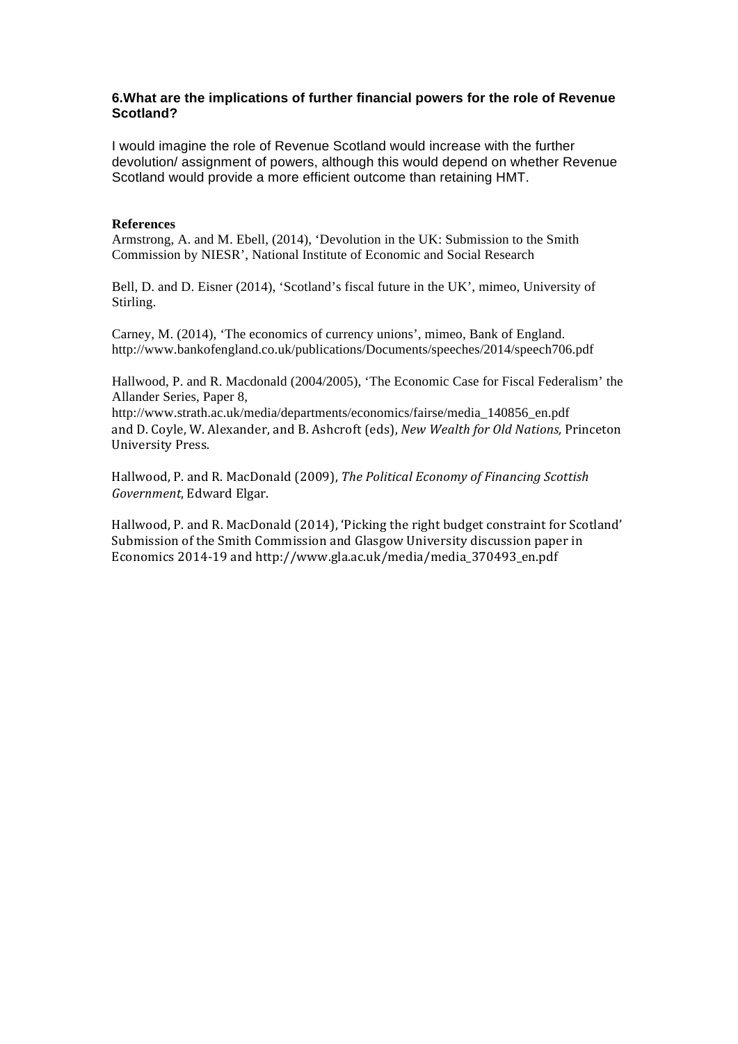**6.What are the implications of further financial powers for the role of Revenue Scotland?**

I would imagine the role of Revenue Scotland would increase with the further devolution/ assignment of powers, although this would depend on whether Revenue Scotland would provide a more efficient outcome than retaining HMT.

**References**

Armstrong, A. and M. Ebell, (2014), 'Devolution in the UK: Submission to the Smith Commission by NIESR', National Institute of Economic and Social Research

Bell, D. and D. Eisner (2014), 'Scotland's fiscal future in the UK', mimeo, University of Stirling.

Carney, M. (2014), 'The economics of currency unions', mimeo, Bank of England. http://www.bankofengland.co.uk/publications/Documents/speeches/2014/speech706.pdf

Hallwood, P. and R. Macdonald (2004/2005), 'The Economic Case for Fiscal Federalism' the Allander Series, Paper 8, http://www.strath.ac.uk/media/departments/economics/fairse/media_140856_en.pdf and D. Coyle, W. Alexander, and B. Ashcroft (eds), *New Wealth for Old Nations,* Princeton University Press.

Hallwood, P. and R. MacDonald (2009), *The Political Economy of Financing Scottish Government*, Edward Elgar.

Hallwood, P. and R. MacDonald (2014), 'Picking the right budget constraint for Scotland' Submission of the Smith Commission and Glasgow University discussion paper in Economics 2014-19 and http://www.gla.ac.uk/media/media_370493_en.pdf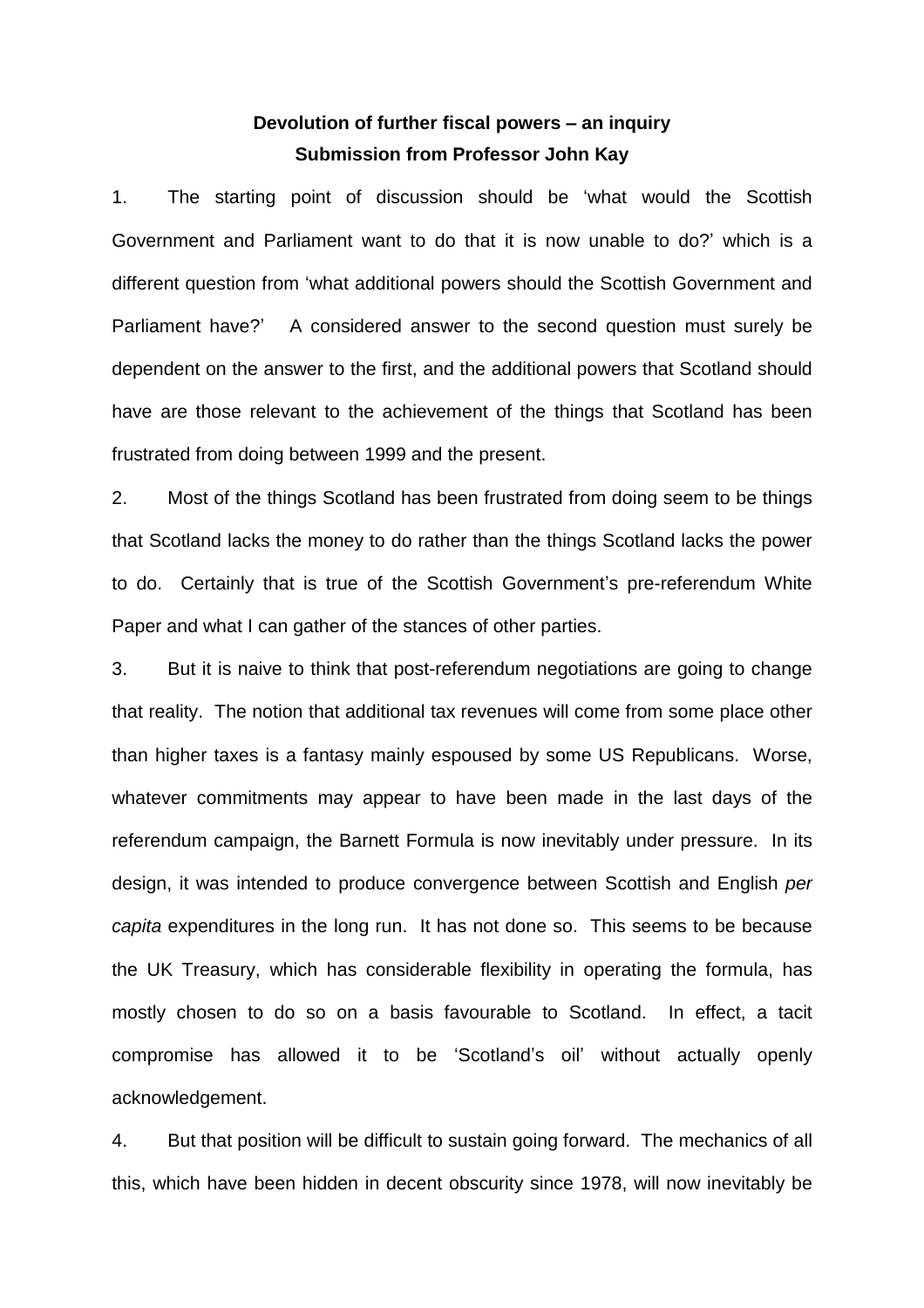**Devolution of further fiscal powers – an inquiry**
**Submission from Professor John Kay**

1. The starting point of discussion should be 'what would the Scottish Government and Parliament want to do that it is now unable to do?' which is a different question from 'what additional powers should the Scottish Government and Parliament have?' A considered answer to the second question must surely be dependent on the answer to the first, and the additional powers that Scotland should have are those relevant to the achievement of the things that Scotland has been frustrated from doing between 1999 and the present.

2. Most of the things Scotland has been frustrated from doing seem to be things that Scotland lacks the money to do rather than the things Scotland lacks the power to do. Certainly that is true of the Scottish Government's pre-referendum White Paper and what I can gather of the stances of other parties.

3. But it is naive to think that post-referendum negotiations are going to change that reality. The notion that additional tax revenues will come from some place other than higher taxes is a fantasy mainly espoused by some US Republicans. Worse, whatever commitments may appear to have been made in the last days of the referendum campaign, the Barnett Formula is now inevitably under pressure. In its design, it was intended to produce convergence between Scottish and English *per capita* expenditures in the long run. It has not done so. This seems to be because the UK Treasury, which has considerable flexibility in operating the formula, has mostly chosen to do so on a basis favourable to Scotland. In effect, a tacit compromise has allowed it to be 'Scotland's oil' without actually openly acknowledgement.

4. But that position will be difficult to sustain going forward. The mechanics of all this, which have been hidden in decent obscurity since 1978, will now inevitably be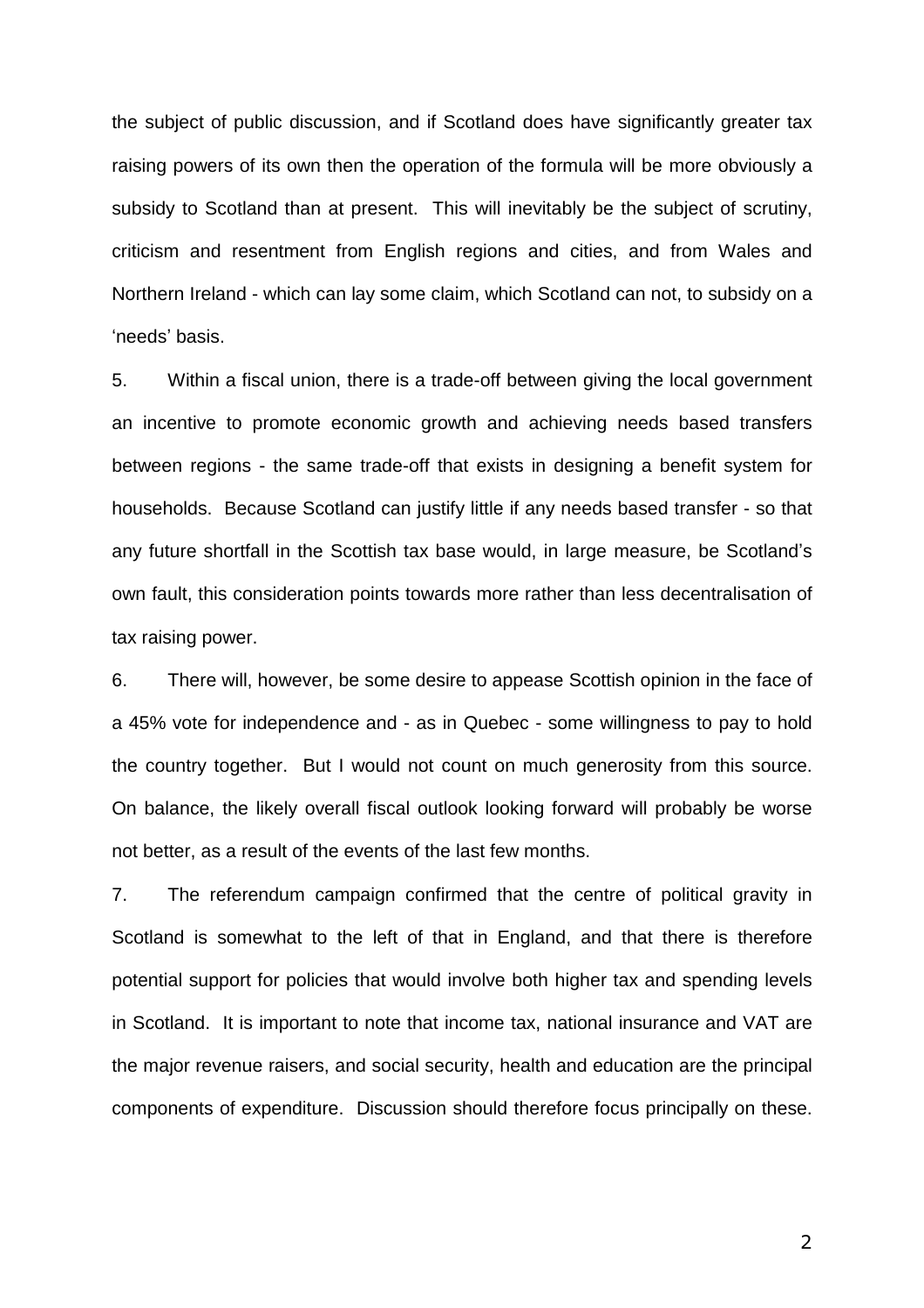the subject of public discussion, and if Scotland does have significantly greater tax raising powers of its own then the operation of the formula will be more obviously a subsidy to Scotland than at present. This will inevitably be the subject of scrutiny, criticism and resentment from English regions and cities, and from Wales and Northern Ireland - which can lay some claim, which Scotland can not, to subsidy on a 'needs' basis.

5. Within a fiscal union, there is a trade-off between giving the local government an incentive to promote economic growth and achieving needs based transfers between regions - the same trade-off that exists in designing a benefit system for households. Because Scotland can justify little if any needs based transfer - so that any future shortfall in the Scottish tax base would, in large measure, be Scotland's own fault, this consideration points towards more rather than less decentralisation of tax raising power.

6. There will, however, be some desire to appease Scottish opinion in the face of a 45% vote for independence and - as in Quebec - some willingness to pay to hold the country together. But I would not count on much generosity from this source. On balance, the likely overall fiscal outlook looking forward will probably be worse not better, as a result of the events of the last few months.

7. The referendum campaign confirmed that the centre of political gravity in Scotland is somewhat to the left of that in England, and that there is therefore potential support for policies that would involve both higher tax and spending levels in Scotland. It is important to note that income tax, national insurance and VAT are the major revenue raisers, and social security, health and education are the principal components of expenditure. Discussion should therefore focus principally on these.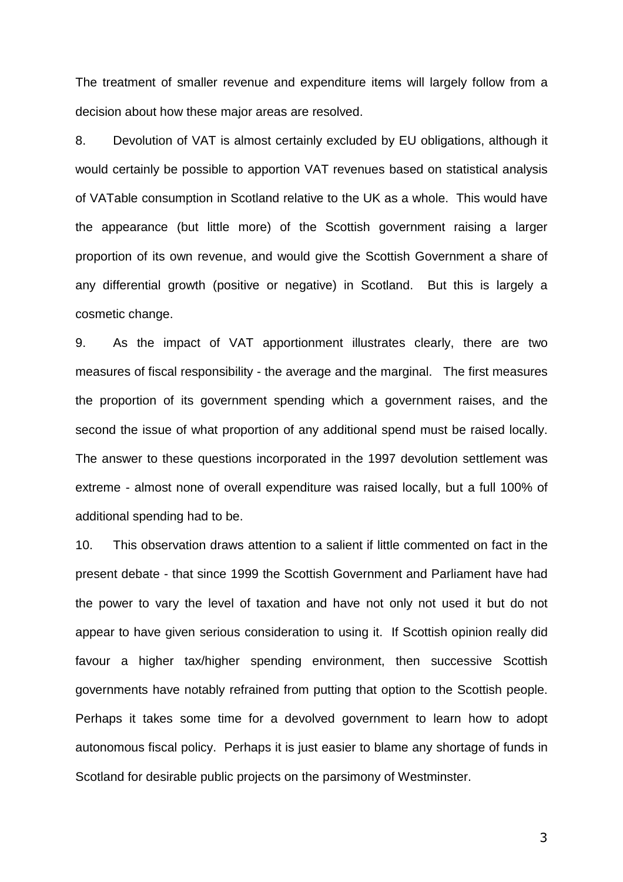The treatment of smaller revenue and expenditure items will largely follow from a decision about how these major areas are resolved.

8. Devolution of VAT is almost certainly excluded by EU obligations, although it would certainly be possible to apportion VAT revenues based on statistical analysis of VATable consumption in Scotland relative to the UK as a whole. This would have the appearance (but little more) of the Scottish government raising a larger proportion of its own revenue, and would give the Scottish Government a share of any differential growth (positive or negative) in Scotland. But this is largely a cosmetic change.

9. As the impact of VAT apportionment illustrates clearly, there are two measures of fiscal responsibility - the average and the marginal. The first measures the proportion of its government spending which a government raises, and the second the issue of what proportion of any additional spend must be raised locally. The answer to these questions incorporated in the 1997 devolution settlement was extreme - almost none of overall expenditure was raised locally, but a full 100% of additional spending had to be.

10. This observation draws attention to a salient if little commented on fact in the present debate - that since 1999 the Scottish Government and Parliament have had the power to vary the level of taxation and have not only not used it but do not appear to have given serious consideration to using it. If Scottish opinion really did favour a higher tax/higher spending environment, then successive Scottish governments have notably refrained from putting that option to the Scottish people. Perhaps it takes some time for a devolved government to learn how to adopt autonomous fiscal policy. Perhaps it is just easier to blame any shortage of funds in Scotland for desirable public projects on the parsimony of Westminster.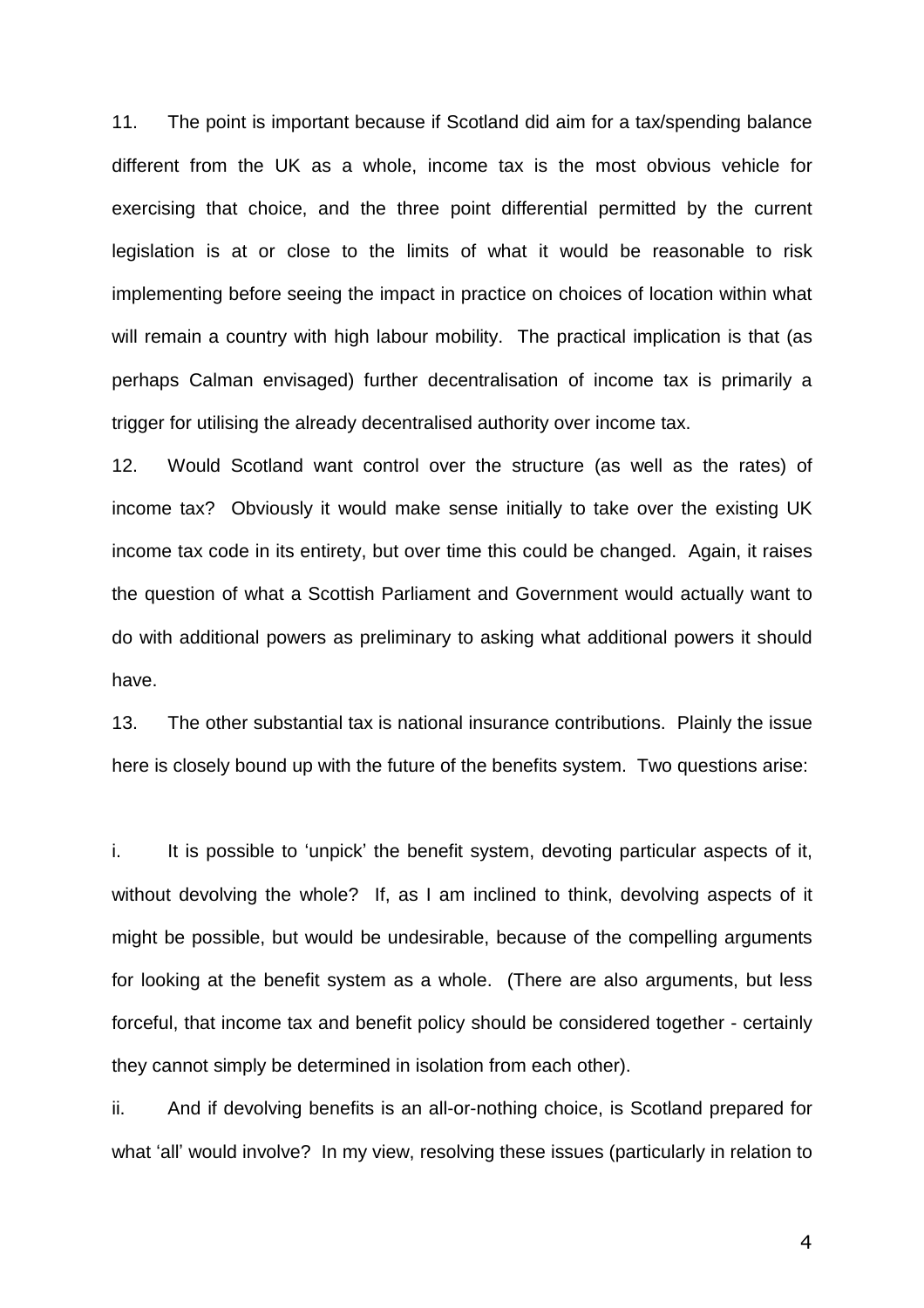11. The point is important because if Scotland did aim for a tax/spending balance different from the UK as a whole, income tax is the most obvious vehicle for exercising that choice, and the three point differential permitted by the current legislation is at or close to the limits of what it would be reasonable to risk implementing before seeing the impact in practice on choices of location within what will remain a country with high labour mobility. The practical implication is that (as perhaps Calman envisaged) further decentralisation of income tax is primarily a trigger for utilising the already decentralised authority over income tax.

12. Would Scotland want control over the structure (as well as the rates) of income tax? Obviously it would make sense initially to take over the existing UK income tax code in its entirety, but over time this could be changed. Again, it raises the question of what a Scottish Parliament and Government would actually want to do with additional powers as preliminary to asking what additional powers it should have.

13. The other substantial tax is national insurance contributions. Plainly the issue here is closely bound up with the future of the benefits system. Two questions arise:

i. It is possible to 'unpick' the benefit system, devoting particular aspects of it, without devolving the whole? If, as I am inclined to think, devolving aspects of it might be possible, but would be undesirable, because of the compelling arguments for looking at the benefit system as a whole. (There are also arguments, but less forceful, that income tax and benefit policy should be considered together - certainly they cannot simply be determined in isolation from each other).

ii. And if devolving benefits is an all-or-nothing choice, is Scotland prepared for what 'all' would involve? In my view, resolving these issues (particularly in relation to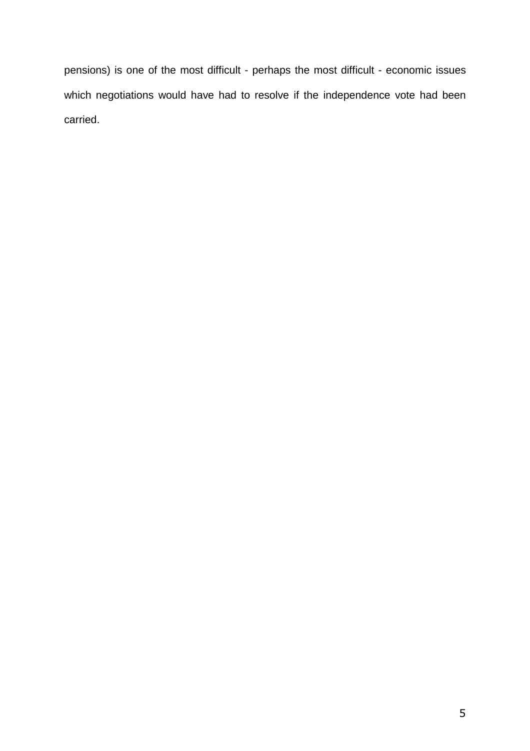pensions) is one of the most difficult - perhaps the most difficult - economic issues which negotiations would have had to resolve if the independence vote had been carried.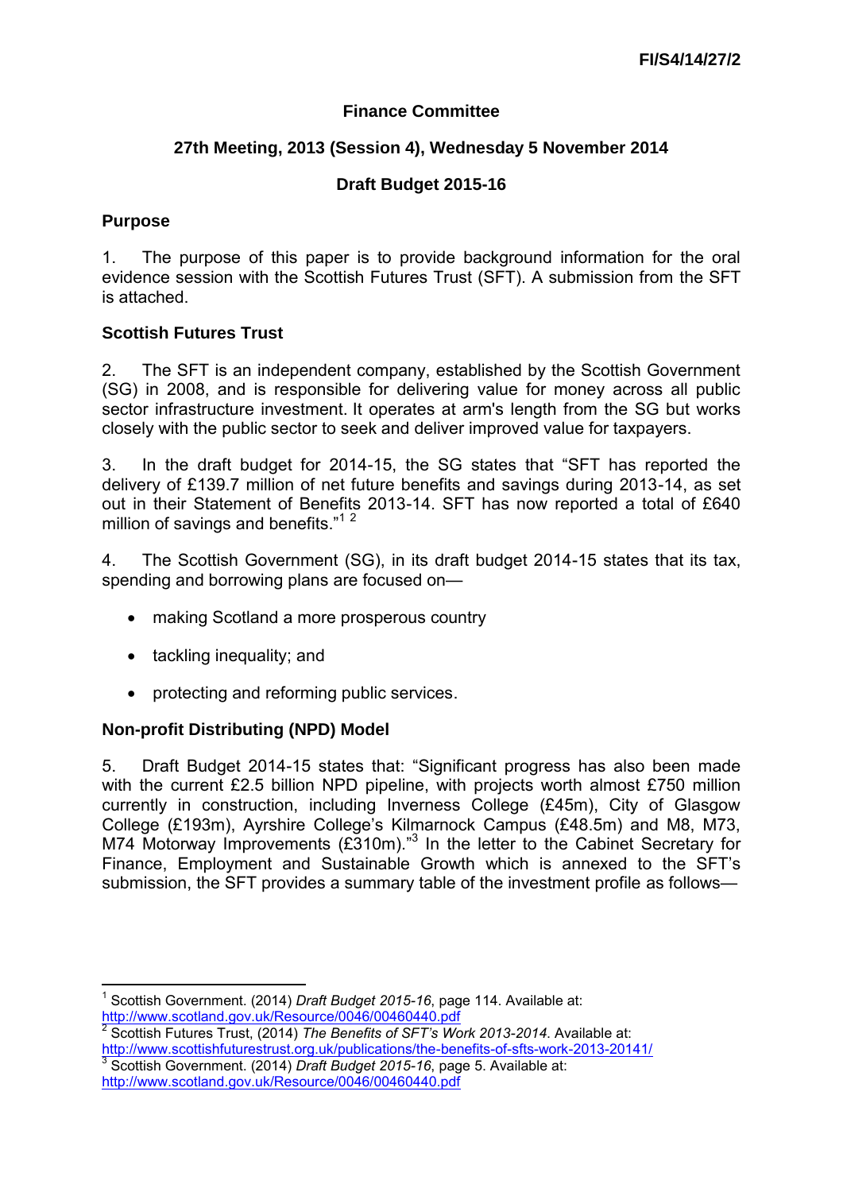**FI/S4/14/27/2**

# Finance Committee

## 27th Meeting, 2013 (Session 4), Wednesday 5 November 2014

## Draft Budget 2015-16

### Purpose

1. The purpose of this paper is to provide background information for the oral evidence session with the Scottish Futures Trust (SFT). A submission from the SFT is attached.

### Scottish Futures Trust

2. The SFT is an independent company, established by the Scottish Government (SG) in 2008, and is responsible for delivering value for money across all public sector infrastructure investment. It operates at arm's length from the SG but works closely with the public sector to seek and deliver improved value for taxpayers.

3. In the draft budget for 2014-15, the SG states that "SFT has reported the delivery of £139.7 million of net future benefits and savings during 2013-14, as set out in their Statement of Benefits 2013-14. SFT has now reported a total of £640 million of savings and benefits."[1] [2]

4. The Scottish Government (SG), in its draft budget 2014-15 states that its tax, spending and borrowing plans are focused on—

- making Scotland a more prosperous country
- tackling inequality; and
- protecting and reforming public services.

### Non-profit Distributing (NPD) Model

5. Draft Budget 2014-15 states that: "Significant progress has also been made with the current £2.5 billion NPD pipeline, with projects worth almost £750 million currently in construction, including Inverness College (£45m), City of Glasgow College (£193m), Ayrshire College's Kilmarnock Campus (£48.5m) and M8, M73, M74 Motorway Improvements (£310m)."[3] In the letter to the Cabinet Secretary for Finance, Employment and Sustainable Growth which is annexed to the SFT's submission, the SFT provides a summary table of the investment profile as follows—

---

[1] Scottish Government. (2014) *Draft Budget 2015-16*, page 114. Available at: http://www.scotland.gov.uk/Resource/0046/00460440.pdf

[2] Scottish Futures Trust, (2014) *The Benefits of SFT's Work 2013-2014.* Available at: http://www.scottishfuturestrust.org.uk/publications/the-benefits-of-sfts-work-2013-20141/

[3] Scottish Government. (2014) *Draft Budget 2015-16*, page 5. Available at: http://www.scotland.gov.uk/Resource/0046/00460440.pdf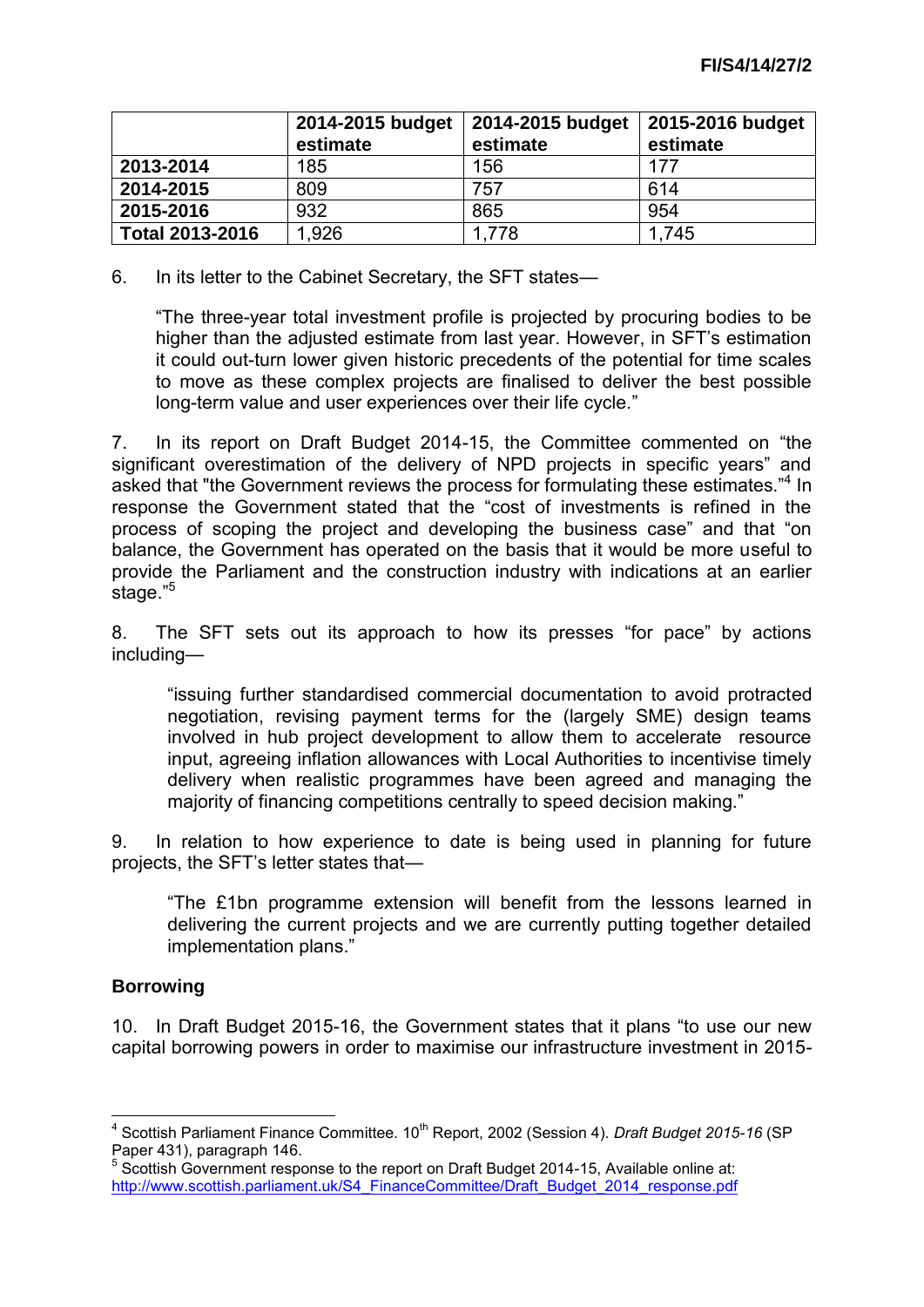| | 2014-2015 budget estimate | 2014-2015 budget estimate | 2015-2016 budget estimate |
|---|---|---|---|
| **2013-2014** | 185 | 156 | 177 |
| **2014-2015** | 809 | 757 | 614 |
| **2015-2016** | 932 | 865 | 954 |
| **Total 2013-2016** | 1,926 | 1,778 | 1,745 |

6. In its letter to the Cabinet Secretary, the SFT states—

> "The three-year total investment profile is projected by procuring bodies to be higher than the adjusted estimate from last year. However, in SFT's estimation it could out-turn lower given historic precedents of the potential for time scales to move as these complex projects are finalised to deliver the best possible long-term value and user experiences over their life cycle."

7. In its report on Draft Budget 2014-15, the Committee commented on "the significant overestimation of the delivery of NPD projects in specific years" and asked that "the Government reviews the process for formulating these estimates."[4] In response the Government stated that the "cost of investments is refined in the process of scoping the project and developing the business case" and that "on balance, the Government has operated on the basis that it would be more useful to provide the Parliament and the construction industry with indications at an earlier stage."[5]

8. The SFT sets out its approach to how its presses "for pace" by actions including—

> "issuing further standardised commercial documentation to avoid protracted negotiation, revising payment terms for the (largely SME) design teams involved in hub project development to allow them to accelerate resource input, agreeing inflation allowances with Local Authorities to incentivise timely delivery when realistic programmes have been agreed and managing the majority of financing competitions centrally to speed decision making."

9. In relation to how experience to date is being used in planning for future projects, the SFT's letter states that—

> "The £1bn programme extension will benefit from the lessons learned in delivering the current projects and we are currently putting together detailed implementation plans."

### Borrowing

10. In Draft Budget 2015-16, the Government states that it plans "to use our new capital borrowing powers in order to maximise our infrastructure investment in 2015-

---

[4] Scottish Parliament Finance Committee. 10th Report, 2002 (Session 4). *Draft Budget 2015-16* (SP Paper 431), paragraph 146.

[5] Scottish Government response to the report on Draft Budget 2014-15, Available online at: http://www.scottish.parliament.uk/S4_FinanceCommittee/Draft_Budget_2014_response.pdf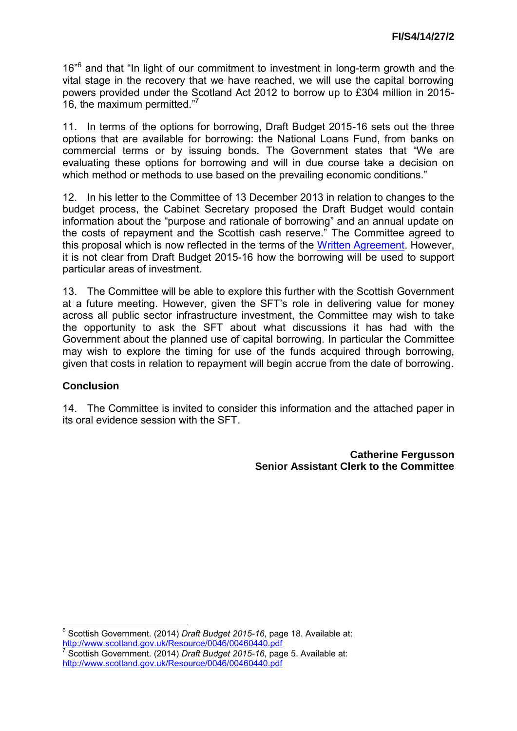16"[6] and that "In light of our commitment to investment in long-term growth and the vital stage in the recovery that we have reached, we will use the capital borrowing powers provided under the Scotland Act 2012 to borrow up to £304 million in 2015-16, the maximum permitted."[7]

11. In terms of the options for borrowing, Draft Budget 2015-16 sets out the three options that are available for borrowing: the National Loans Fund, from banks on commercial terms or by issuing bonds. The Government states that "We are evaluating these options for borrowing and will in due course take a decision on which method or methods to use based on the prevailing economic conditions."

12. In his letter to the Committee of 13 December 2013 in relation to changes to the budget process, the Cabinet Secretary proposed the Draft Budget would contain information about the "purpose and rationale of borrowing" and an annual update on the costs of repayment and the Scottish cash reserve." The Committee agreed to this proposal which is now reflected in the terms of the Written Agreement. However, it is not clear from Draft Budget 2015-16 how the borrowing will be used to support particular areas of investment.

13. The Committee will be able to explore this further with the Scottish Government at a future meeting. However, given the SFT's role in delivering value for money across all public sector infrastructure investment, the Committee may wish to take the opportunity to ask the SFT about what discussions it has had with the Government about the planned use of capital borrowing. In particular the Committee may wish to explore the timing for use of the funds acquired through borrowing, given that costs in relation to repayment will begin accrue from the date of borrowing.

## Conclusion

14. The Committee is invited to consider this information and the attached paper in its oral evidence session with the SFT.

**Catherine Fergusson**
**Senior Assistant Clerk to the Committee**

---

[6] Scottish Government. (2014) *Draft Budget 2015-16*, page 18. Available at: http://www.scotland.gov.uk/Resource/0046/00460440.pdf

[7] Scottish Government. (2014) *Draft Budget 2015-16*, page 5. Available at: http://www.scotland.gov.uk/Resource/0046/00460440.pdf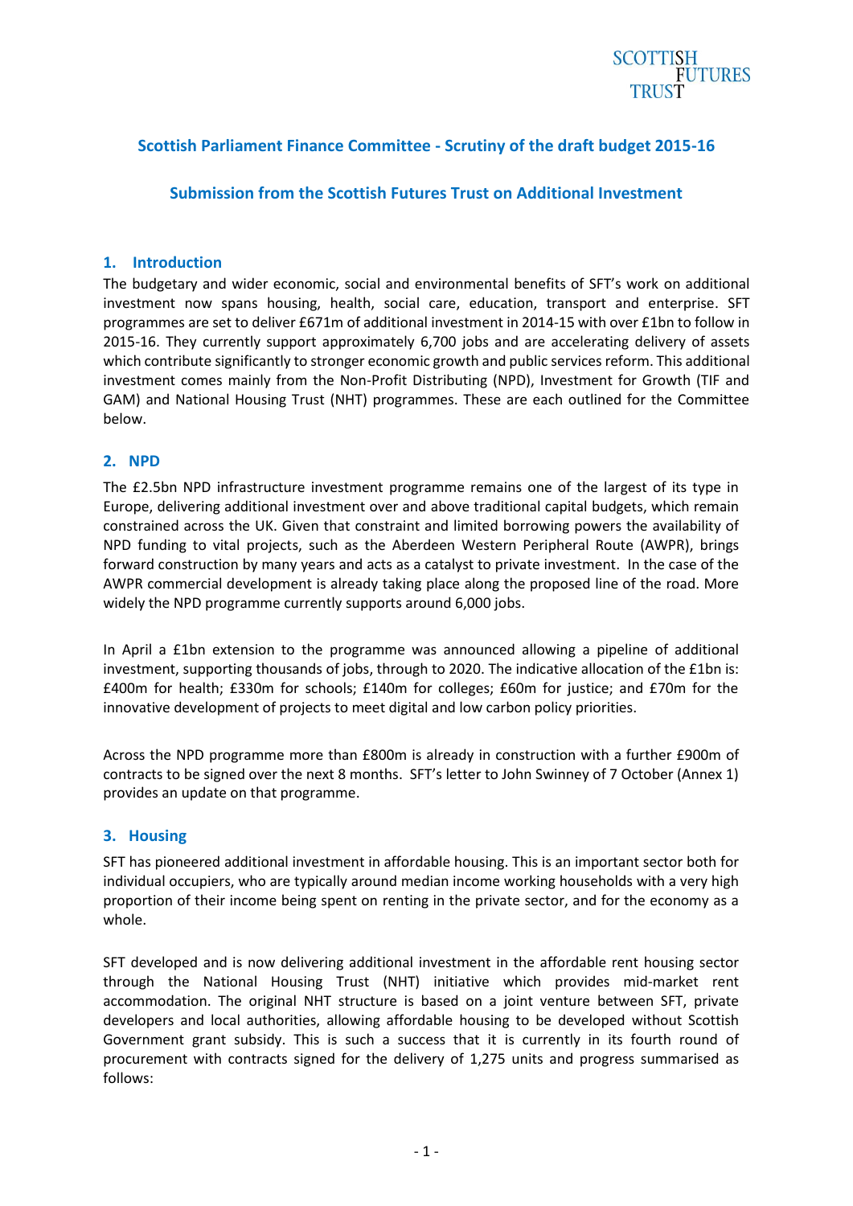## Scottish Parliament Finance Committee - Scrutiny of the draft budget 2015-16

## Submission from the Scottish Futures Trust on Additional Investment

### 1. Introduction

The budgetary and wider economic, social and environmental benefits of SFT's work on additional investment now spans housing, health, social care, education, transport and enterprise. SFT programmes are set to deliver £671m of additional investment in 2014-15 with over £1bn to follow in 2015-16. They currently support approximately 6,700 jobs and are accelerating delivery of assets which contribute significantly to stronger economic growth and public services reform. This additional investment comes mainly from the Non-Profit Distributing (NPD), Investment for Growth (TIF and GAM) and National Housing Trust (NHT) programmes. These are each outlined for the Committee below.

### 2. NPD

The £2.5bn NPD infrastructure investment programme remains one of the largest of its type in Europe, delivering additional investment over and above traditional capital budgets, which remain constrained across the UK. Given that constraint and limited borrowing powers the availability of NPD funding to vital projects, such as the Aberdeen Western Peripheral Route (AWPR), brings forward construction by many years and acts as a catalyst to private investment. In the case of the AWPR commercial development is already taking place along the proposed line of the road. More widely the NPD programme currently supports around 6,000 jobs.

In April a £1bn extension to the programme was announced allowing a pipeline of additional investment, supporting thousands of jobs, through to 2020. The indicative allocation of the £1bn is: £400m for health; £330m for schools; £140m for colleges; £60m for justice; and £70m for the innovative development of projects to meet digital and low carbon policy priorities.

Across the NPD programme more than £800m is already in construction with a further £900m of contracts to be signed over the next 8 months. SFT's letter to John Swinney of 7 October (Annex 1) provides an update on that programme.

### 3. Housing

SFT has pioneered additional investment in affordable housing. This is an important sector both for individual occupiers, who are typically around median income working households with a very high proportion of their income being spent on renting in the private sector, and for the economy as a whole.

SFT developed and is now delivering additional investment in the affordable rent housing sector through the National Housing Trust (NHT) initiative which provides mid-market rent accommodation. The original NHT structure is based on a joint venture between SFT, private developers and local authorities, allowing affordable housing to be developed without Scottish Government grant subsidy. This is such a success that it is currently in its fourth round of procurement with contracts signed for the delivery of 1,275 units and progress summarised as follows: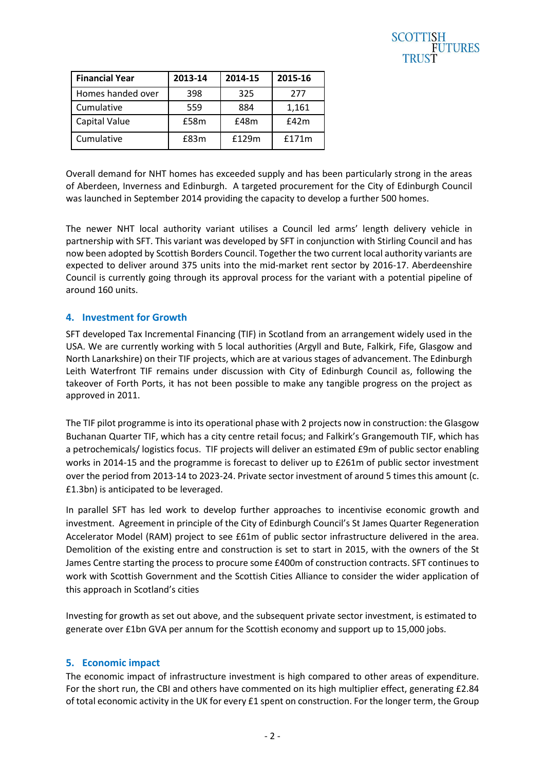| Financial Year | 2013-14 | 2014-15 | 2015-16 |
|---|---|---|---|
| Homes handed over | 398 | 325 | 277 |
| Cumulative | 559 | 884 | 1,161 |
| Capital Value | £58m | £48m | £42m |
| Cumulative | £83m | £129m | £171m |

Overall demand for NHT homes has exceeded supply and has been particularly strong in the areas of Aberdeen, Inverness and Edinburgh. A targeted procurement for the City of Edinburgh Council was launched in September 2014 providing the capacity to develop a further 500 homes.

The newer NHT local authority variant utilises a Council led arms' length delivery vehicle in partnership with SFT. This variant was developed by SFT in conjunction with Stirling Council and has now been adopted by Scottish Borders Council. Together the two current local authority variants are expected to deliver around 375 units into the mid-market rent sector by 2016-17. Aberdeenshire Council is currently going through its approval process for the variant with a potential pipeline of around 160 units.

## 4. Investment for Growth

SFT developed Tax Incremental Financing (TIF) in Scotland from an arrangement widely used in the USA. We are currently working with 5 local authorities (Argyll and Bute, Falkirk, Fife, Glasgow and North Lanarkshire) on their TIF projects, which are at various stages of advancement. The Edinburgh Leith Waterfront TIF remains under discussion with City of Edinburgh Council as, following the takeover of Forth Ports, it has not been possible to make any tangible progress on the project as approved in 2011.

The TIF pilot programme is into its operational phase with 2 projects now in construction: the Glasgow Buchanan Quarter TIF, which has a city centre retail focus; and Falkirk's Grangemouth TIF, which has a petrochemicals/ logistics focus. TIF projects will deliver an estimated £9m of public sector enabling works in 2014-15 and the programme is forecast to deliver up to £261m of public sector investment over the period from 2013-14 to 2023-24. Private sector investment of around 5 times this amount (c. £1.3bn) is anticipated to be leveraged.

In parallel SFT has led work to develop further approaches to incentivise economic growth and investment. Agreement in principle of the City of Edinburgh Council's St James Quarter Regeneration Accelerator Model (RAM) project to see £61m of public sector infrastructure delivered in the area. Demolition of the existing entre and construction is set to start in 2015, with the owners of the St James Centre starting the process to procure some £400m of construction contracts. SFT continues to work with Scottish Government and the Scottish Cities Alliance to consider the wider application of this approach in Scotland's cities

Investing for growth as set out above, and the subsequent private sector investment, is estimated to generate over £1bn GVA per annum for the Scottish economy and support up to 15,000 jobs.

## 5. Economic impact

The economic impact of infrastructure investment is high compared to other areas of expenditure. For the short run, the CBI and others have commented on its high multiplier effect, generating £2.84 of total economic activity in the UK for every £1 spent on construction. For the longer term, the Group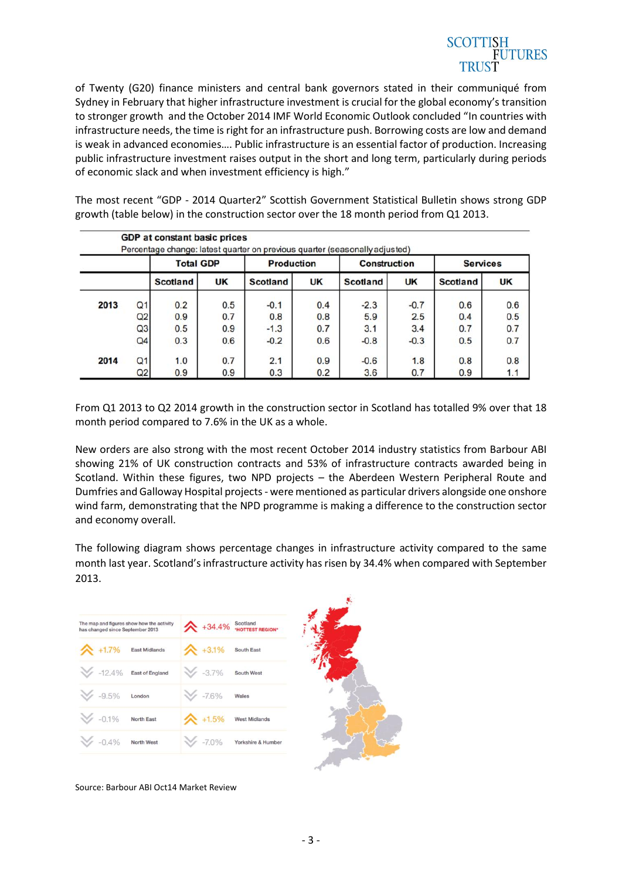of Twenty (G20) finance ministers and central bank governors stated in their communiqué from Sydney in February that higher infrastructure investment is crucial for the global economy's transition to stronger growth and the October 2014 IMF World Economic Outlook concluded "In countries with infrastructure needs, the time is right for an infrastructure push. Borrowing costs are low and demand is weak in advanced economies…. Public infrastructure is an essential factor of production. Increasing public infrastructure investment raises output in the short and long term, particularly during periods of economic slack and when investment efficiency is high."

The most recent "GDP - 2014 Quarter2" Scottish Government Statistical Bulletin shows strong GDP growth (table below) in the construction sector over the 18 month period from Q1 2013.

**GDP at constant basic prices**
Percentage change: latest quarter on previous quarter (seasonally adjusted)

| | | Total GDP | | Production | | Construction | | Services | |
|---|---|---|---|---|---|---|---|---|---|
| | | Scotland | UK | Scotland | UK | Scotland | UK | Scotland | UK |
| 2013 | Q1 | 0.2 | 0.5 | -0.1 | 0.4 | -2.3 | -0.7 | 0.6 | 0.6 |
| | Q2 | 0.9 | 0.7 | 0.8 | 0.8 | 5.9 | 2.5 | 0.4 | 0.5 |
| | Q3 | 0.5 | 0.9 | -1.3 | 0.7 | 3.1 | 3.4 | 0.7 | 0.7 |
| | Q4 | 0.3 | 0.6 | -0.2 | 0.6 | -0.8 | -0.3 | 0.5 | 0.7 |
| 2014 | Q1 | 1.0 | 0.7 | 2.1 | 0.9 | -0.6 | 1.8 | 0.8 | 0.8 |
| | Q2 | 0.9 | 0.9 | 0.3 | 0.2 | 3.6 | 0.7 | 0.9 | 1.1 |

From Q1 2013 to Q2 2014 growth in the construction sector in Scotland has totalled 9% over that 18 month period compared to 7.6% in the UK as a whole.

New orders are also strong with the most recent October 2014 industry statistics from Barbour ABI showing 21% of UK construction contracts and 53% of infrastructure contracts awarded being in Scotland. Within these figures, two NPD projects – the Aberdeen Western Peripheral Route and Dumfries and Galloway Hospital projects - were mentioned as particular drivers alongside one onshore wind farm, demonstrating that the NPD programme is making a difference to the construction sector and economy overall.

The following diagram shows percentage changes in infrastructure activity compared to the same month last year. Scotland's infrastructure activity has risen by 34.4% when compared with September 2013.

The map and figures show how the activity has changed since September 2013

| Change | Region | Change | Region |
|---|---|---|---|
| | | +34.4% | Scotland *HOTTEST REGION* |
| +1.7% | East Midlands | +3.1% | South East |
| -12.4% | East of England | -3.7% | South West |
| -9.5% | London | -7.6% | Wales |
| -0.1% | North East | +1.5% | West Midlands |
| -0.4% | North West | -7.0% | Yorkshire & Humber |

Source: Barbour ABI Oct14 Market Review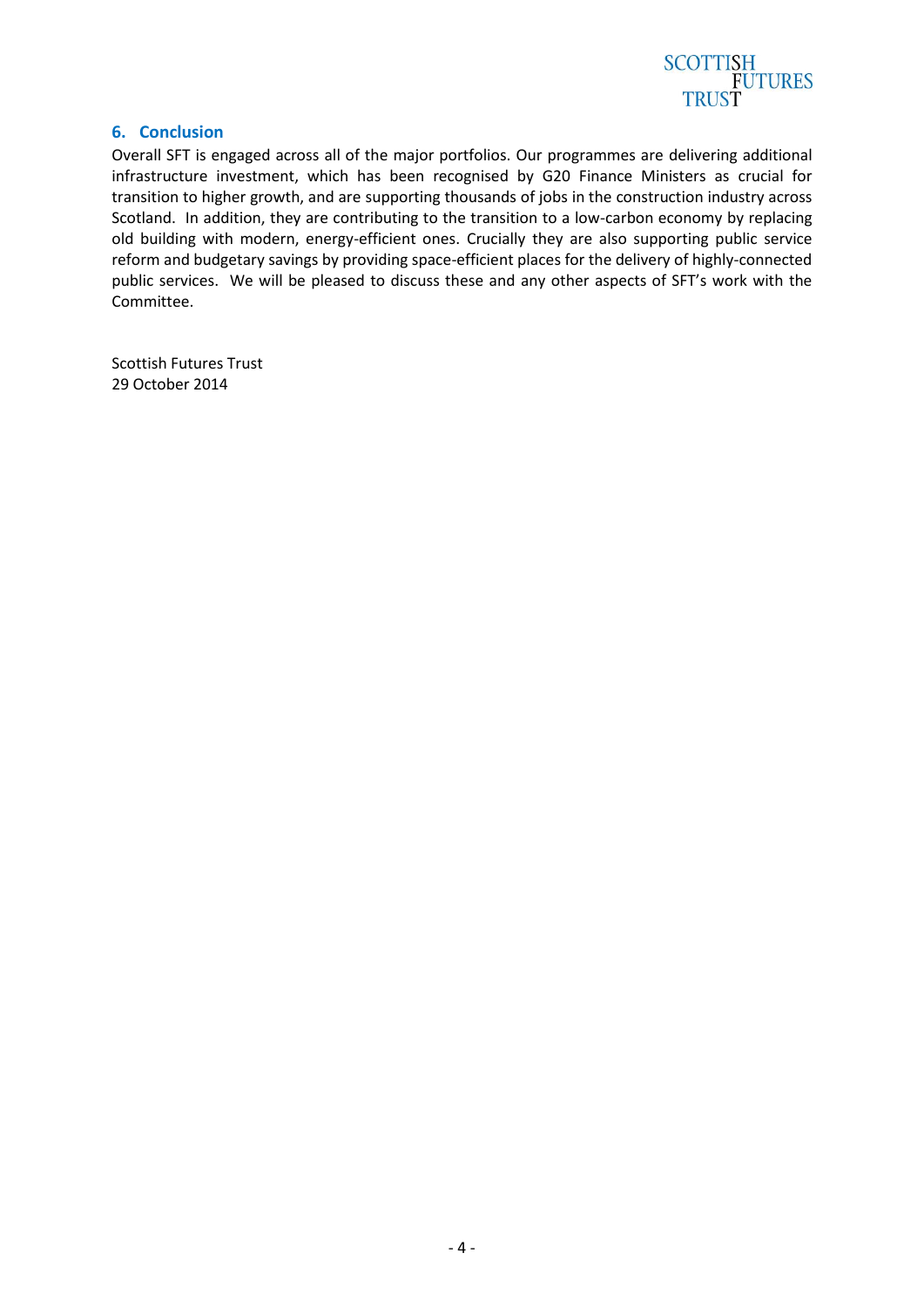## 6. Conclusion

Overall SFT is engaged across all of the major portfolios. Our programmes are delivering additional infrastructure investment, which has been recognised by G20 Finance Ministers as crucial for transition to higher growth, and are supporting thousands of jobs in the construction industry across Scotland. In addition, they are contributing to the transition to a low-carbon economy by replacing old building with modern, energy-efficient ones. Crucially they are also supporting public service reform and budgetary savings by providing space-efficient places for the delivery of highly-connected public services. We will be pleased to discuss these and any other aspects of SFT's work with the Committee.

Scottish Futures Trust
29 October 2014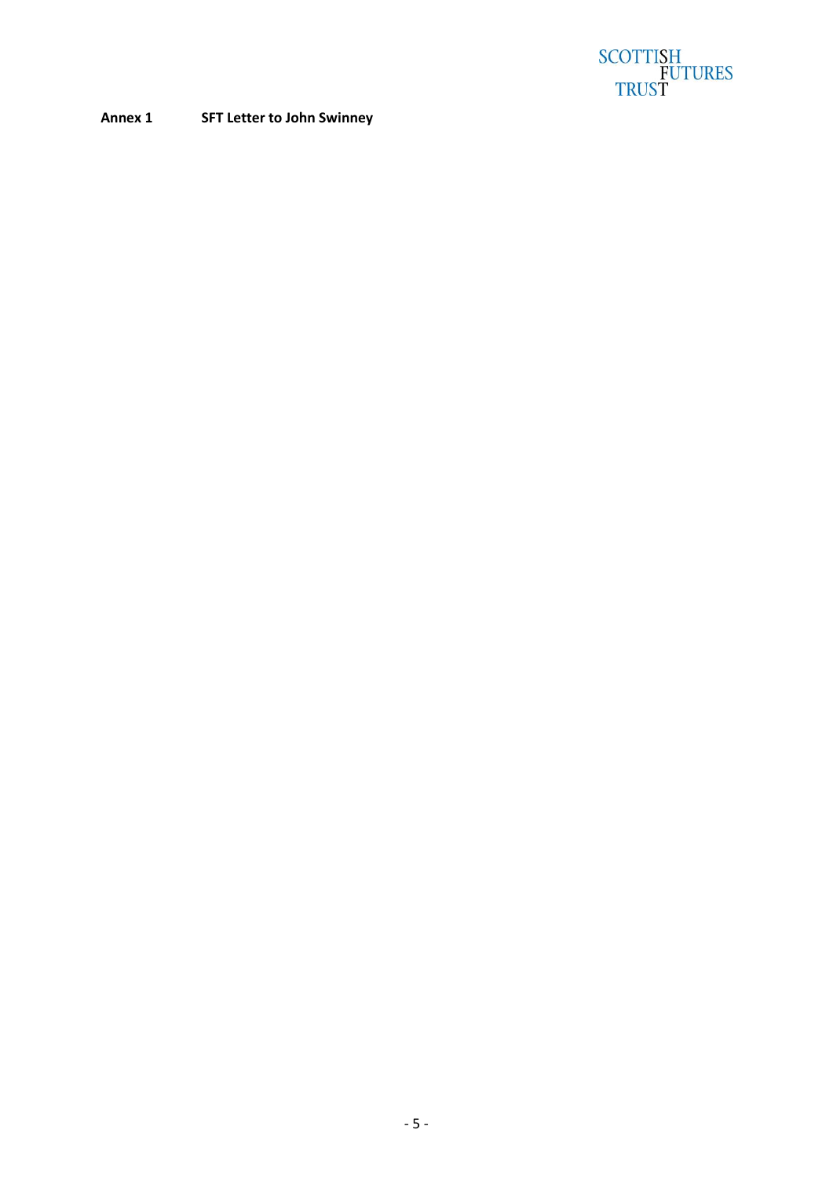**Annex 1 SFT Letter to John Swinney**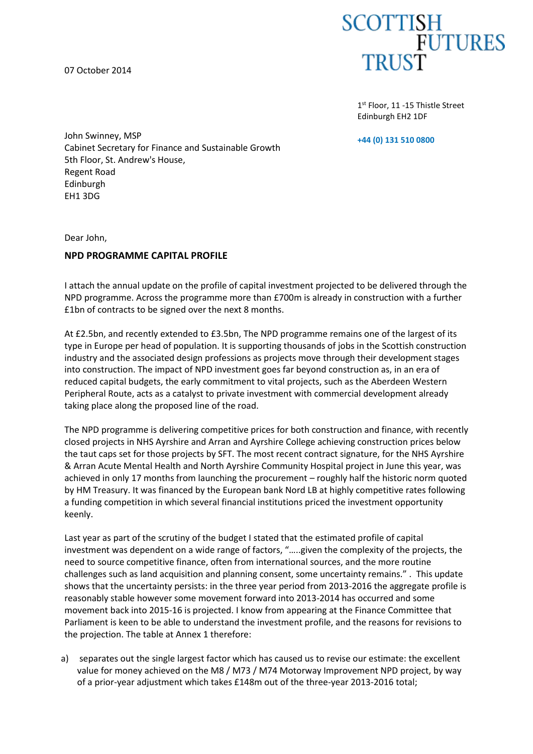07 October 2014

SCOTTISH FUTURES TRUST

1st Floor, 11 -15 Thistle Street
Edinburgh EH2 1DF

+44 (0) 131 510 0800

John Swinney, MSP
Cabinet Secretary for Finance and Sustainable Growth
5th Floor, St. Andrew's House,
Regent Road
Edinburgh
EH1 3DG

Dear John,

**NPD PROGRAMME CAPITAL PROFILE**

I attach the annual update on the profile of capital investment projected to be delivered through the NPD programme. Across the programme more than £700m is already in construction with a further £1bn of contracts to be signed over the next 8 months.

At £2.5bn, and recently extended to £3.5bn, The NPD programme remains one of the largest of its type in Europe per head of population. It is supporting thousands of jobs in the Scottish construction industry and the associated design professions as projects move through their development stages into construction. The impact of NPD investment goes far beyond construction as, in an era of reduced capital budgets, the early commitment to vital projects, such as the Aberdeen Western Peripheral Route, acts as a catalyst to private investment with commercial development already taking place along the proposed line of the road.

The NPD programme is delivering competitive prices for both construction and finance, with recently closed projects in NHS Ayrshire and Arran and Ayrshire College achieving construction prices below the taut caps set for those projects by SFT. The most recent contract signature, for the NHS Ayrshire & Arran Acute Mental Health and North Ayrshire Community Hospital project in June this year, was achieved in only 17 months from launching the procurement – roughly half the historic norm quoted by HM Treasury. It was financed by the European bank Nord LB at highly competitive rates following a funding competition in which several financial institutions priced the investment opportunity keenly.

Last year as part of the scrutiny of the budget I stated that the estimated profile of capital investment was dependent on a wide range of factors, "…..given the complexity of the projects, the need to source competitive finance, often from international sources, and the more routine challenges such as land acquisition and planning consent, some uncertainty remains." . This update shows that the uncertainty persists: in the three year period from 2013-2016 the aggregate profile is reasonably stable however some movement forward into 2013-2014 has occurred and some movement back into 2015-16 is projected. I know from appearing at the Finance Committee that Parliament is keen to be able to understand the investment profile, and the reasons for revisions to the projection. The table at Annex 1 therefore:

a) separates out the single largest factor which has caused us to revise our estimate: the excellent value for money achieved on the M8 / M73 / M74 Motorway Improvement NPD project, by way of a prior-year adjustment which takes £148m out of the three-year 2013-2016 total;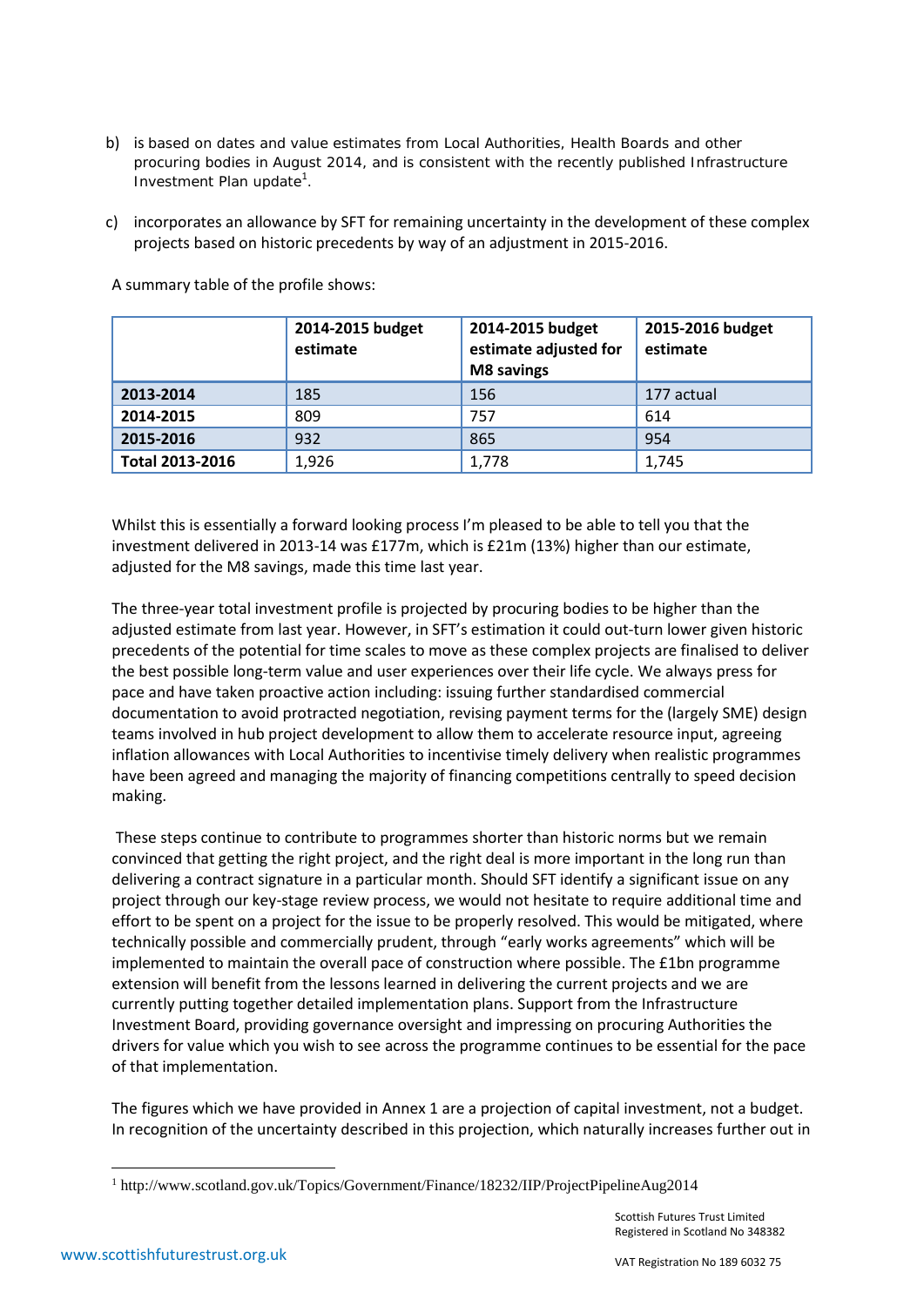b) is based on dates and value estimates from Local Authorities, Health Boards and other procuring bodies in August 2014, and is consistent with the recently published Infrastructure Investment Plan update[1].

c) incorporates an allowance by SFT for remaining uncertainty in the development of these complex projects based on historic precedents by way of an adjustment in 2015-2016.

A summary table of the profile shows:

| | 2014-2015 budget estimate | 2014-2015 budget estimate adjusted for M8 savings | 2015-2016 budget estimate |
|---|---|---|---|
| **2013-2014** | 185 | 156 | 177 actual |
| **2014-2015** | 809 | 757 | 614 |
| **2015-2016** | 932 | 865 | 954 |
| **Total 2013-2016** | 1,926 | 1,778 | 1,745 |

Whilst this is essentially a forward looking process I'm pleased to be able to tell you that the investment delivered in 2013-14 was £177m, which is £21m (13%) higher than our estimate, adjusted for the M8 savings, made this time last year.

The three-year total investment profile is projected by procuring bodies to be higher than the adjusted estimate from last year. However, in SFT's estimation it could out-turn lower given historic precedents of the potential for time scales to move as these complex projects are finalised to deliver the best possible long-term value and user experiences over their life cycle. We always press for pace and have taken proactive action including: issuing further standardised commercial documentation to avoid protracted negotiation, revising payment terms for the (largely SME) design teams involved in hub project development to allow them to accelerate resource input, agreeing inflation allowances with Local Authorities to incentivise timely delivery when realistic programmes have been agreed and managing the majority of financing competitions centrally to speed decision making.

These steps continue to contribute to programmes shorter than historic norms but we remain convinced that getting the right project, and the right deal is more important in the long run than delivering a contract signature in a particular month. Should SFT identify a significant issue on any project through our key-stage review process, we would not hesitate to require additional time and effort to be spent on a project for the issue to be properly resolved. This would be mitigated, where technically possible and commercially prudent, through "early works agreements" which will be implemented to maintain the overall pace of construction where possible. The £1bn programme extension will benefit from the lessons learned in delivering the current projects and we are currently putting together detailed implementation plans. Support from the Infrastructure Investment Board, providing governance oversight and impressing on procuring Authorities the drivers for value which you wish to see across the programme continues to be essential for the pace of that implementation.

The figures which we have provided in Annex 1 are a projection of capital investment, not a budget. In recognition of the uncertainty described in this projection, which naturally increases further out in

[1] http://www.scotland.gov.uk/Topics/Government/Finance/18232/IIP/ProjectPipelineAug2014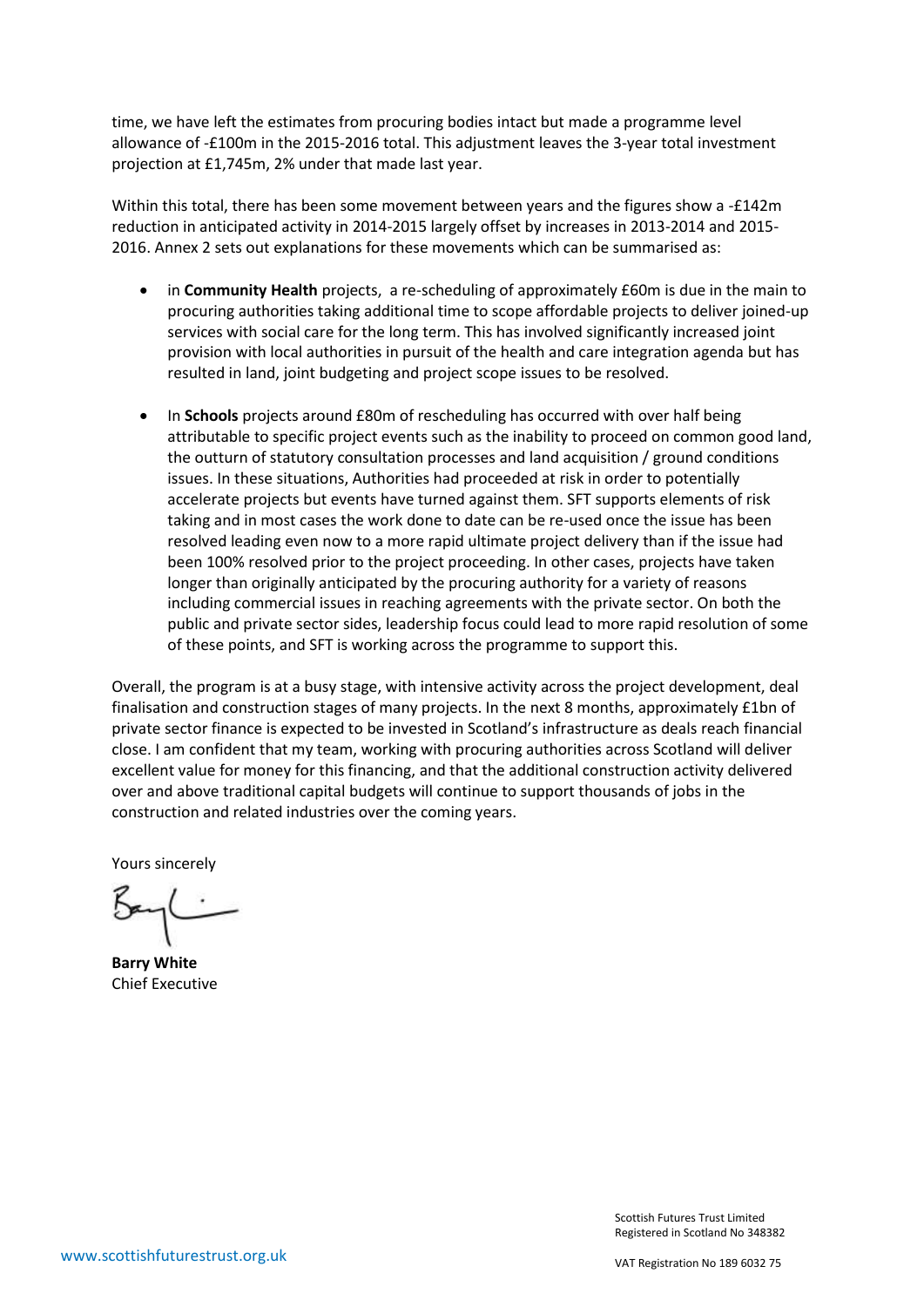time, we have left the estimates from procuring bodies intact but made a programme level allowance of -£100m in the 2015-2016 total. This adjustment leaves the 3-year total investment projection at £1,745m, 2% under that made last year.

Within this total, there has been some movement between years and the figures show a -£142m reduction in anticipated activity in 2014-2015 largely offset by increases in 2013-2014 and 2015-2016. Annex 2 sets out explanations for these movements which can be summarised as:

- in **Community Health** projects, a re-scheduling of approximately £60m is due in the main to procuring authorities taking additional time to scope affordable projects to deliver joined-up services with social care for the long term. This has involved significantly increased joint provision with local authorities in pursuit of the health and care integration agenda but has resulted in land, joint budgeting and project scope issues to be resolved.

- In **Schools** projects around £80m of rescheduling has occurred with over half being attributable to specific project events such as the inability to proceed on common good land, the outturn of statutory consultation processes and land acquisition / ground conditions issues. In these situations, Authorities had proceeded at risk in order to potentially accelerate projects but events have turned against them. SFT supports elements of risk taking and in most cases the work done to date can be re-used once the issue has been resolved leading even now to a more rapid ultimate project delivery than if the issue had been 100% resolved prior to the project proceeding. In other cases, projects have taken longer than originally anticipated by the procuring authority for a variety of reasons including commercial issues in reaching agreements with the private sector. On both the public and private sector sides, leadership focus could lead to more rapid resolution of some of these points, and SFT is working across the programme to support this.

Overall, the program is at a busy stage, with intensive activity across the project development, deal finalisation and construction stages of many projects. In the next 8 months, approximately £1bn of private sector finance is expected to be invested in Scotland's infrastructure as deals reach financial close. I am confident that my team, working with procuring authorities across Scotland will deliver excellent value for money for this financing, and that the additional construction activity delivered over and above traditional capital budgets will continue to support thousands of jobs in the construction and related industries over the coming years.

Yours sincerely

**Barry White**
Chief Executive

Scottish Futures Trust Limited
Registered in Scotland No 348382

www.scottishfuturestrust.org.uk

VAT Registration No 189 6032 75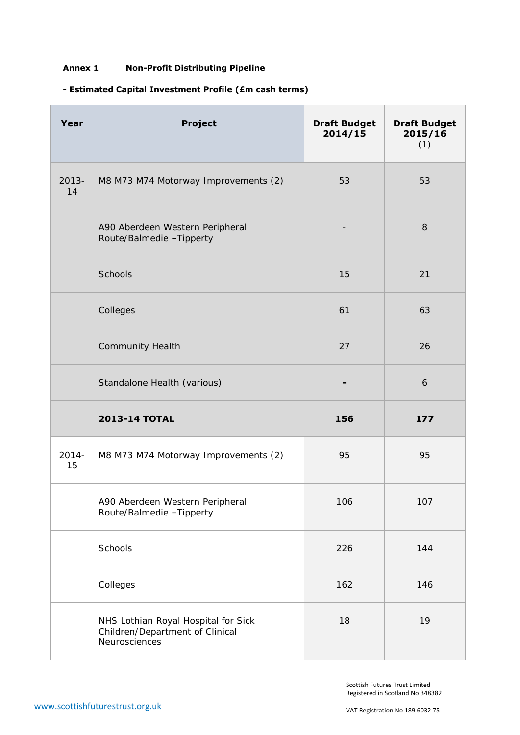**Annex 1 Non-Profit Distributing Pipeline**

**- Estimated Capital Investment Profile (£m cash terms)**

| Year | Project | Draft Budget 2014/15 | Draft Budget 2015/16 (1) |
|---|---|---|---|
| 2013-14 | M8 M73 M74 Motorway Improvements (2) | 53 | 53 |
| | A90 Aberdeen Western Peripheral Route/Balmedie –Tipperty | - | 8 |
| | Schools | 15 | 21 |
| | Colleges | 61 | 63 |
| | Community Health | 27 | 26 |
| | Standalone Health (various) | - | 6 |
| | **2013-14 TOTAL** | **156** | **177** |
| 2014-15 | M8 M73 M74 Motorway Improvements (2) | 95 | 95 |
| | A90 Aberdeen Western Peripheral Route/Balmedie –Tipperty | 106 | 107 |
| | Schools | 226 | 144 |
| | Colleges | 162 | 146 |
| | NHS Lothian Royal Hospital for Sick Children/Department of Clinical Neurosciences | 18 | 19 |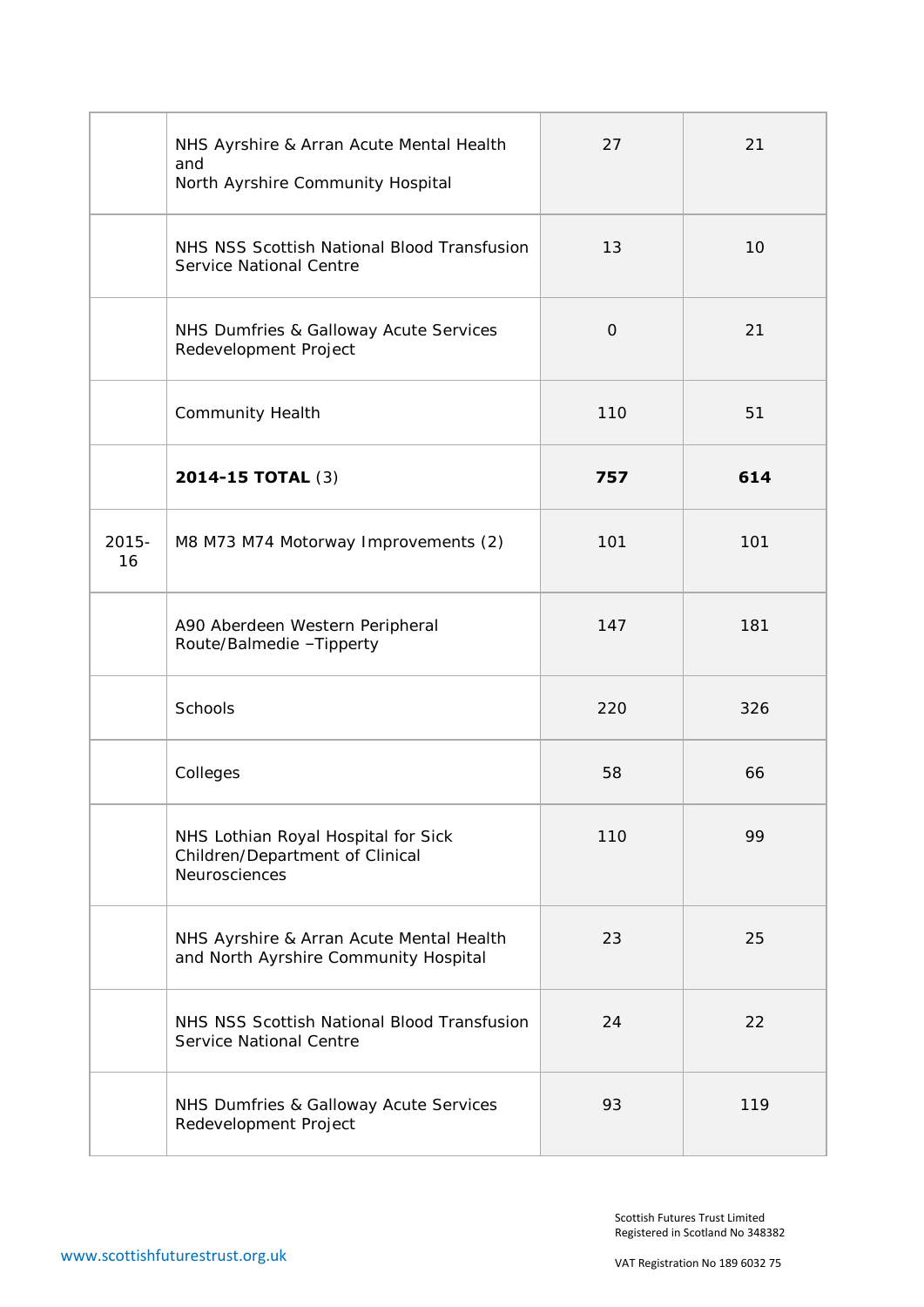| | | | |
|---|---|---|---|
| | NHS Ayrshire & Arran Acute Mental Health and North Ayrshire Community Hospital | 27 | 21 |
| | NHS NSS Scottish National Blood Transfusion Service National Centre | 13 | 10 |
| | NHS Dumfries & Galloway Acute Services Redevelopment Project | 0 | 21 |
| | Community Health | 110 | 51 |
| | **2014-15 TOTAL** (3) | **757** | **614** |
| 2015-16 | M8 M73 M74 Motorway Improvements (2) | 101 | 101 |
| | A90 Aberdeen Western Peripheral Route/Balmedie –Tipperty | 147 | 181 |
| | Schools | 220 | 326 |
| | Colleges | 58 | 66 |
| | NHS Lothian Royal Hospital for Sick Children/Department of Clinical Neurosciences | 110 | 99 |
| | NHS Ayrshire & Arran Acute Mental Health and North Ayrshire Community Hospital | 23 | 25 |
| | NHS NSS Scottish National Blood Transfusion Service National Centre | 24 | 22 |
| | NHS Dumfries & Galloway Acute Services Redevelopment Project | 93 | 119 |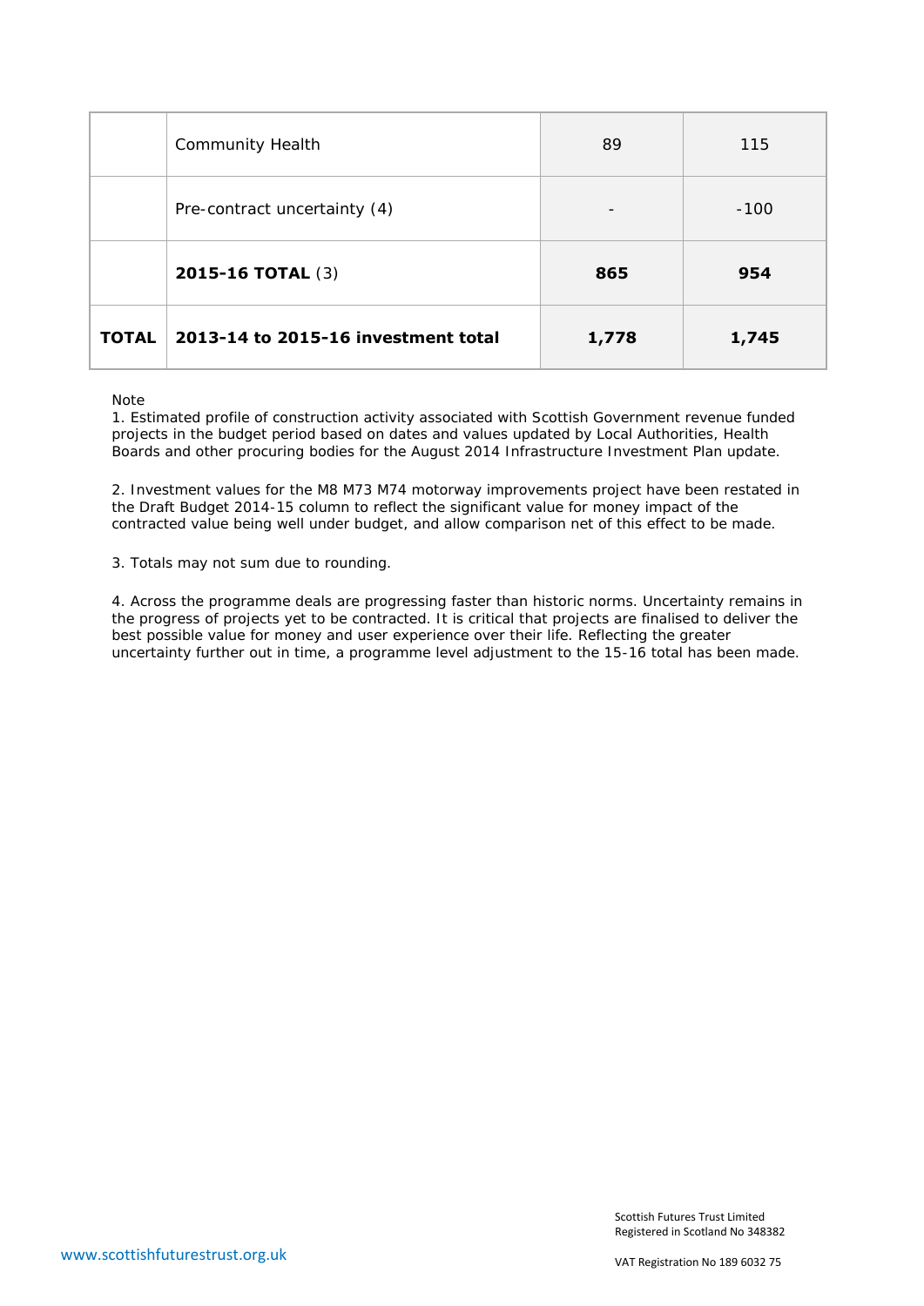| | | | |
|---|---|---|---|
| | Community Health | 89 | 115 |
| | Pre-contract uncertainty (4) | - | -100 |
| | **2015-16 TOTAL** (3) | **865** | **954** |
| **TOTAL** | **2013-14 to 2015-16 investment total** | **1,778** | **1,745** |

Note

1. Estimated profile of construction activity associated with Scottish Government revenue funded projects in the budget period based on dates and values updated by Local Authorities, Health Boards and other procuring bodies for the August 2014 Infrastructure Investment Plan update.

2. Investment values for the M8 M73 M74 motorway improvements project have been restated in the Draft Budget 2014-15 column to reflect the significant value for money impact of the contracted value being well under budget, and allow comparison net of this effect to be made.

3. Totals may not sum due to rounding.

4. Across the programme deals are progressing faster than historic norms. Uncertainty remains in the progress of projects yet to be contracted. It is critical that projects are finalised to deliver the best possible value for money and user experience over their life. Reflecting the greater uncertainty further out in time, a programme level adjustment to the 15-16 total has been made.

Scottish Futures Trust Limited
Registered in Scotland No 348382

www.scottishfuturestrust.org.uk

VAT Registration No 189 6032 75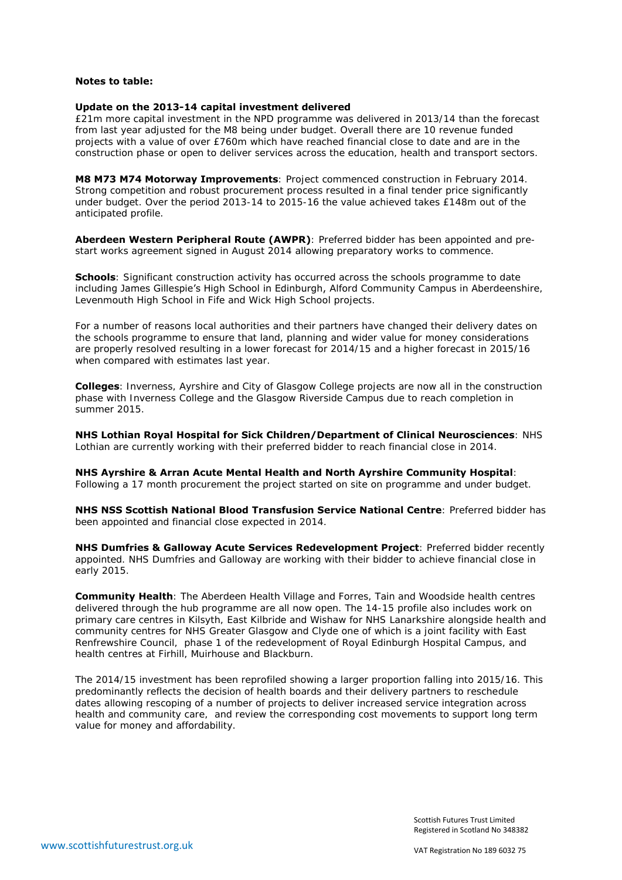**Notes to table:**

**Update on the 2013-14 capital investment delivered**
£21m more capital investment in the NPD programme was delivered in 2013/14 than the forecast from last year adjusted for the M8 being under budget. Overall there are 10 revenue funded projects with a value of over £760m which have reached financial close to date and are in the construction phase or open to deliver services across the education, health and transport sectors.

**M8 M73 M74 Motorway Improvements**: Project commenced construction in February 2014. Strong competition and robust procurement process resulted in a final tender price significantly under budget. Over the period 2013-14 to 2015-16 the value achieved takes £148m out of the anticipated profile.

**Aberdeen Western Peripheral Route (AWPR)**: Preferred bidder has been appointed and pre-start works agreement signed in August 2014 allowing preparatory works to commence.

**Schools**: Significant construction activity has occurred across the schools programme to date including James Gillespie's High School in Edinburgh, Alford Community Campus in Aberdeenshire, Levenmouth High School in Fife and Wick High School projects.

For a number of reasons local authorities and their partners have changed their delivery dates on the schools programme to ensure that land, planning and wider value for money considerations are properly resolved resulting in a lower forecast for 2014/15 and a higher forecast in 2015/16 when compared with estimates last year.

**Colleges**: Inverness, Ayrshire and City of Glasgow College projects are now all in the construction phase with Inverness College and the Glasgow Riverside Campus due to reach completion in summer 2015.

**NHS Lothian Royal Hospital for Sick Children/Department of Clinical Neurosciences**: NHS Lothian are currently working with their preferred bidder to reach financial close in 2014.

**NHS Ayrshire & Arran Acute Mental Health and North Ayrshire Community Hospital**: Following a 17 month procurement the project started on site on programme and under budget.

**NHS NSS Scottish National Blood Transfusion Service National Centre**: Preferred bidder has been appointed and financial close expected in 2014.

**NHS Dumfries & Galloway Acute Services Redevelopment Project**: Preferred bidder recently appointed. NHS Dumfries and Galloway are working with their bidder to achieve financial close in early 2015.

**Community Health**: The Aberdeen Health Village and Forres, Tain and Woodside health centres delivered through the hub programme are all now open. The 14-15 profile also includes work on primary care centres in Kilsyth, East Kilbride and Wishaw for NHS Lanarkshire alongside health and community centres for NHS Greater Glasgow and Clyde one of which is a joint facility with East Renfrewshire Council, phase 1 of the redevelopment of Royal Edinburgh Hospital Campus, and health centres at Firhill, Muirhouse and Blackburn.

The 2014/15 investment has been reprofiled showing a larger proportion falling into 2015/16. This predominantly reflects the decision of health boards and their delivery partners to reschedule dates allowing rescoping of a number of projects to deliver increased service integration across health and community care, and review the corresponding cost movements to support long term value for money and affordability.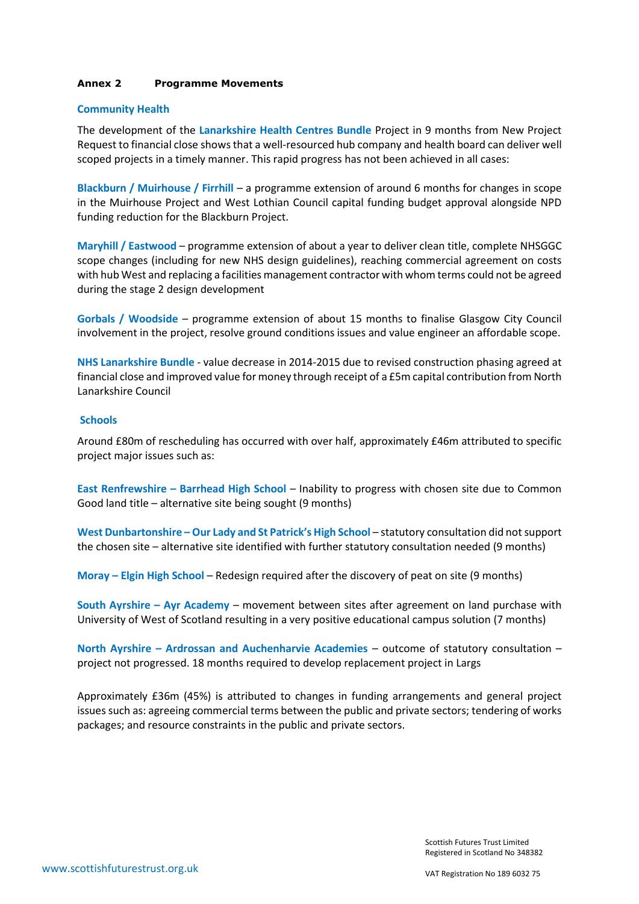## Annex 2 Programme Movements

### Community Health

The development of the **Lanarkshire Health Centres Bundle** Project in 9 months from New Project Request to financial close shows that a well-resourced hub company and health board can deliver well scoped projects in a timely manner. This rapid progress has not been achieved in all cases:

**Blackburn / Muirhouse / Firrhill** – a programme extension of around 6 months for changes in scope in the Muirhouse Project and West Lothian Council capital funding budget approval alongside NPD funding reduction for the Blackburn Project.

**Maryhill / Eastwood** – programme extension of about a year to deliver clean title, complete NHSGGC scope changes (including for new NHS design guidelines), reaching commercial agreement on costs with hub West and replacing a facilities management contractor with whom terms could not be agreed during the stage 2 design development

**Gorbals / Woodside** – programme extension of about 15 months to finalise Glasgow City Council involvement in the project, resolve ground conditions issues and value engineer an affordable scope.

**NHS Lanarkshire Bundle** - value decrease in 2014-2015 due to revised construction phasing agreed at financial close and improved value for money through receipt of a £5m capital contribution from North Lanarkshire Council

### Schools

Around £80m of rescheduling has occurred with over half, approximately £46m attributed to specific project major issues such as:

**East Renfrewshire – Barrhead High School** – Inability to progress with chosen site due to Common Good land title – alternative site being sought (9 months)

**West Dunbartonshire – Our Lady and St Patrick's High School** – statutory consultation did not support the chosen site – alternative site identified with further statutory consultation needed (9 months)

**Moray – Elgin High School** – Redesign required after the discovery of peat on site (9 months)

**South Ayrshire – Ayr Academy** – movement between sites after agreement on land purchase with University of West of Scotland resulting in a very positive educational campus solution (7 months)

**North Ayrshire – Ardrossan and Auchenharvie Academies** – outcome of statutory consultation – project not progressed. 18 months required to develop replacement project in Largs

Approximately £36m (45%) is attributed to changes in funding arrangements and general project issues such as: agreeing commercial terms between the public and private sectors; tendering of works packages; and resource constraints in the public and private sectors.